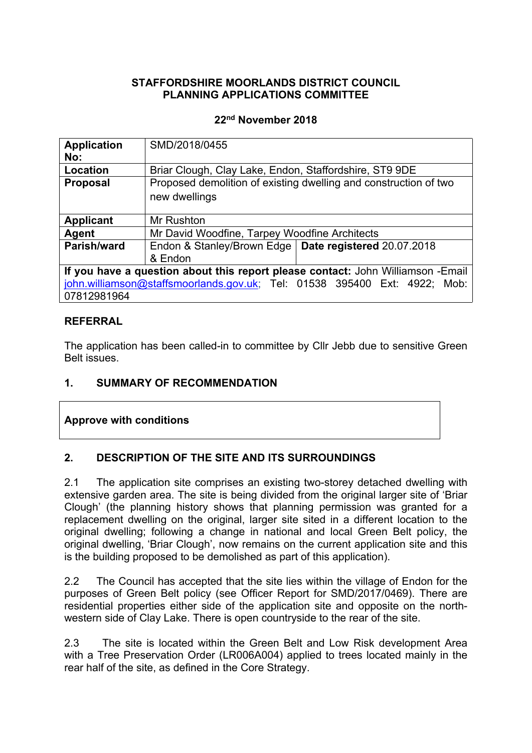**STAFFORDSHIRE MOORLANDS DISTRICT COUNCIL**
**PLANNING APPLICATIONS COMMITTEE**

**22nd November 2018**

| **Application No:** | SMD/2018/0455 | |
|---|---|---|
| **Location** | Briar Clough, Clay Lake, Endon, Staffordshire, ST9 9DE | |
| **Proposal** | Proposed demolition of existing dwelling and construction of two new dwellings | |
| **Applicant** | Mr Rushton | |
| **Agent** | Mr David Woodfine, Tarpey Woodfine Architects | |
| **Parish/ward** | Endon & Stanley/Brown Edge & Endon | **Date registered** 20.07.2018 |
| **If you have a question about this report please contact:** John Williamson -Email john.williamson@staffsmoorlands.gov.uk; Tel: 01538 395400 Ext: 4922; Mob: 07812981964 | | |

## REFERRAL

The application has been called-in to committee by Cllr Jebb due to sensitive Green Belt issues.

## 1. SUMMARY OF RECOMMENDATION

**Approve with conditions**

## 2. DESCRIPTION OF THE SITE AND ITS SURROUNDINGS

2.1 The application site comprises an existing two-storey detached dwelling with extensive garden area. The site is being divided from the original larger site of 'Briar Clough' (the planning history shows that planning permission was granted for a replacement dwelling on the original, larger site sited in a different location to the original dwelling; following a change in national and local Green Belt policy, the original dwelling, 'Briar Clough', now remains on the current application site and this is the building proposed to be demolished as part of this application).

2.2 The Council has accepted that the site lies within the village of Endon for the purposes of Green Belt policy (see Officer Report for SMD/2017/0469). There are residential properties either side of the application site and opposite on the north-western side of Clay Lake. There is open countryside to the rear of the site.

2.3 The site is located within the Green Belt and Low Risk development Area with a Tree Preservation Order (LR006A004) applied to trees located mainly in the rear half of the site, as defined in the Core Strategy.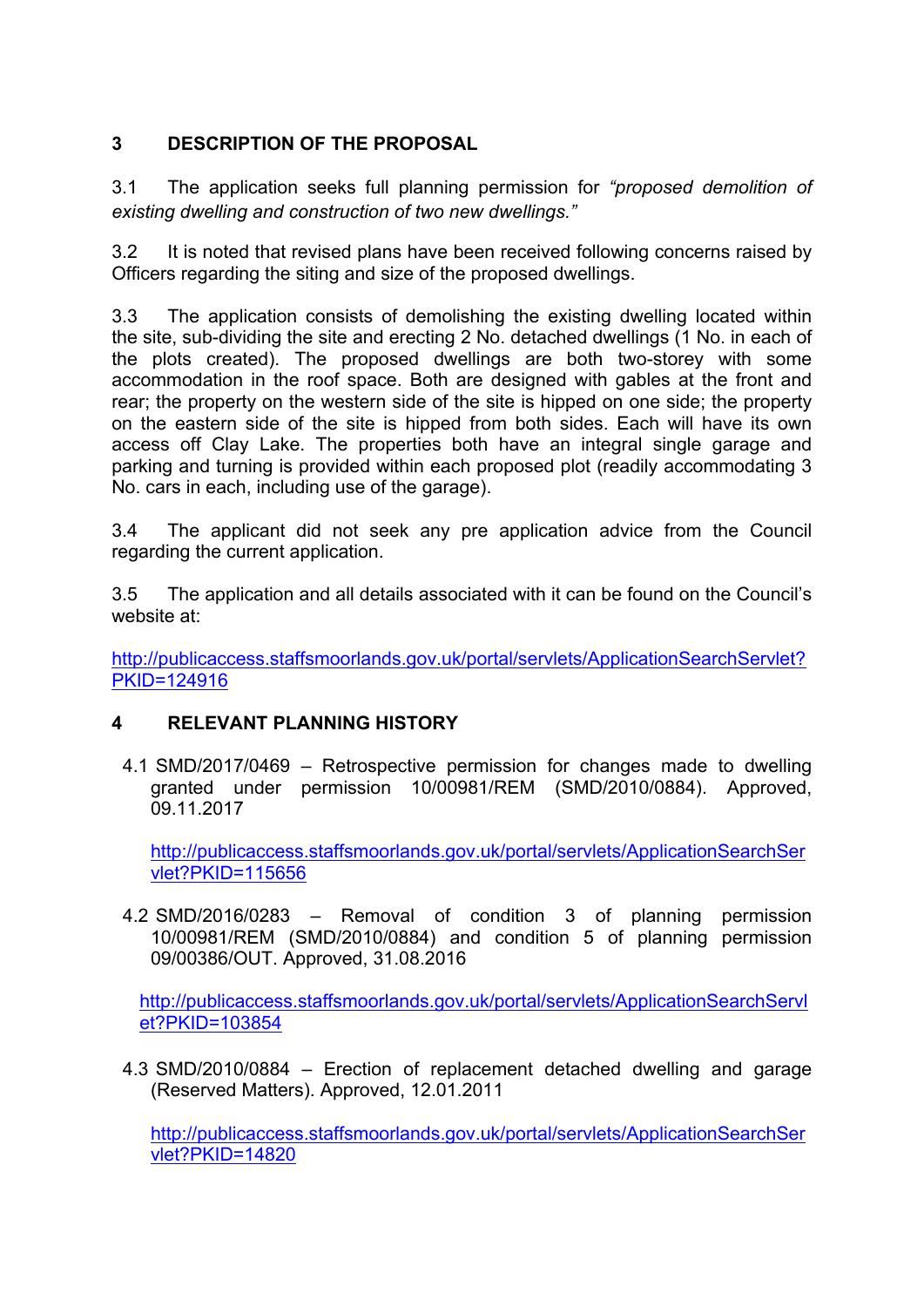## 3 DESCRIPTION OF THE PROPOSAL

3.1 The application seeks full planning permission for *"proposed demolition of existing dwelling and construction of two new dwellings."*

3.2 It is noted that revised plans have been received following concerns raised by Officers regarding the siting and size of the proposed dwellings.

3.3 The application consists of demolishing the existing dwelling located within the site, sub-dividing the site and erecting 2 No. detached dwellings (1 No. in each of the plots created). The proposed dwellings are both two-storey with some accommodation in the roof space. Both are designed with gables at the front and rear; the property on the western side of the site is hipped on one side; the property on the eastern side of the site is hipped from both sides. Each will have its own access off Clay Lake. The properties both have an integral single garage and parking and turning is provided within each proposed plot (readily accommodating 3 No. cars in each, including use of the garage).

3.4 The applicant did not seek any pre application advice from the Council regarding the current application.

3.5 The application and all details associated with it can be found on the Council's website at:

http://publicaccess.staffsmoorlands.gov.uk/portal/servlets/ApplicationSearchServlet?PKID=124916

## 4 RELEVANT PLANNING HISTORY

4.1 SMD/2017/0469 – Retrospective permission for changes made to dwelling granted under permission 10/00981/REM (SMD/2010/0884). Approved, 09.11.2017

http://publicaccess.staffsmoorlands.gov.uk/portal/servlets/ApplicationSearchServlet?PKID=115656

4.2 SMD/2016/0283 – Removal of condition 3 of planning permission 10/00981/REM (SMD/2010/0884) and condition 5 of planning permission 09/00386/OUT. Approved, 31.08.2016

http://publicaccess.staffsmoorlands.gov.uk/portal/servlets/ApplicationSearchServlet?PKID=103854

4.3 SMD/2010/0884 – Erection of replacement detached dwelling and garage (Reserved Matters). Approved, 12.01.2011

http://publicaccess.staffsmoorlands.gov.uk/portal/servlets/ApplicationSearchServlet?PKID=14820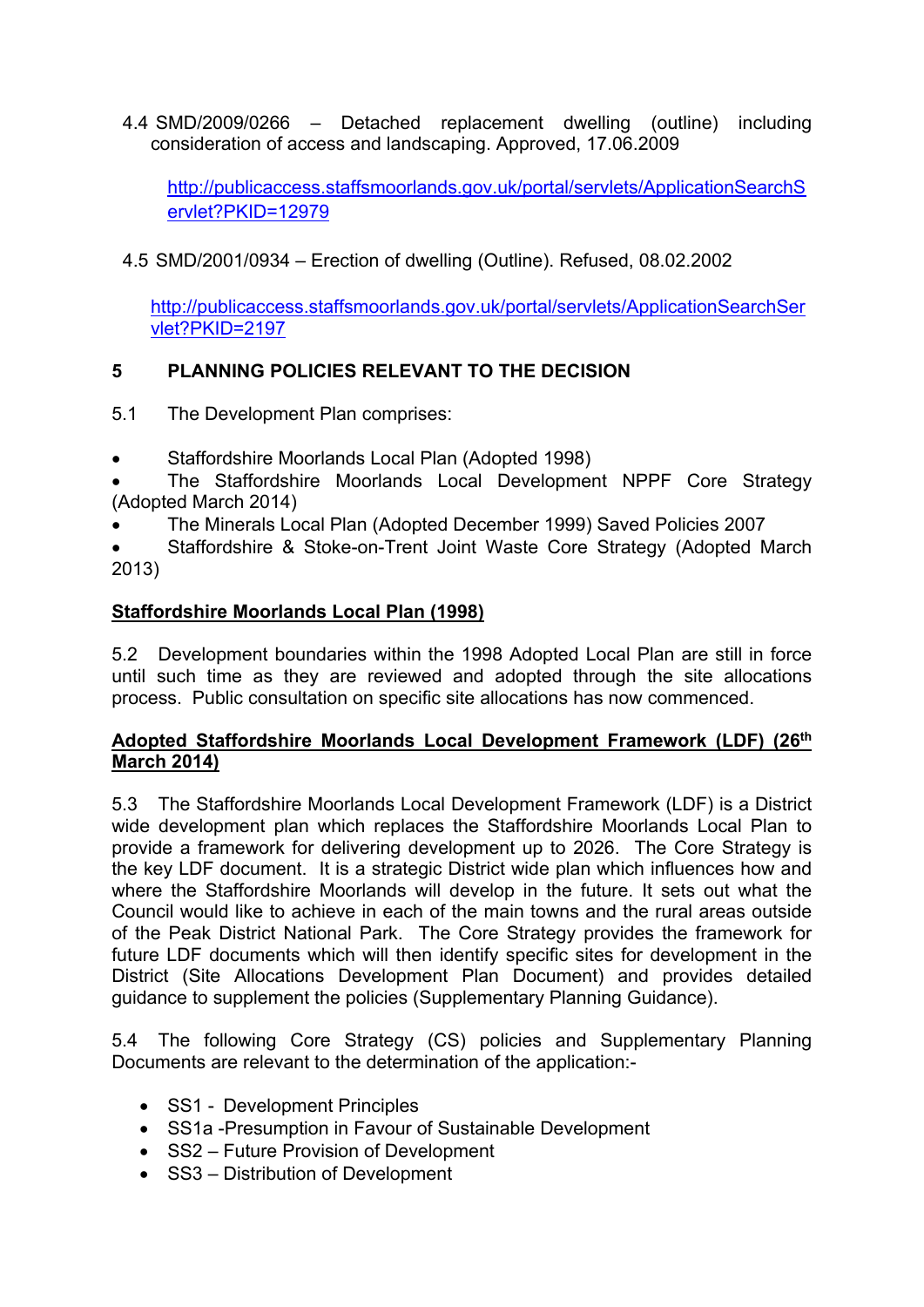4.4 SMD/2009/0266 – Detached replacement dwelling (outline) including consideration of access and landscaping. Approved, 17.06.2009

http://publicaccess.staffsmoorlands.gov.uk/portal/servlets/ApplicationSearchServlet?PKID=12979

4.5 SMD/2001/0934 – Erection of dwelling (Outline). Refused, 08.02.2002

http://publicaccess.staffsmoorlands.gov.uk/portal/servlets/ApplicationSearchServlet?PKID=2197

## 5 PLANNING POLICIES RELEVANT TO THE DECISION

5.1 The Development Plan comprises:

- Staffordshire Moorlands Local Plan (Adopted 1998)
- The Staffordshire Moorlands Local Development NPPF Core Strategy (Adopted March 2014)
- The Minerals Local Plan (Adopted December 1999) Saved Policies 2007
- Staffordshire & Stoke-on-Trent Joint Waste Core Strategy (Adopted March 2013)

**Staffordshire Moorlands Local Plan (1998)**

5.2 Development boundaries within the 1998 Adopted Local Plan are still in force until such time as they are reviewed and adopted through the site allocations process. Public consultation on specific site allocations has now commenced.

**Adopted Staffordshire Moorlands Local Development Framework (LDF) (26th March 2014)**

5.3 The Staffordshire Moorlands Local Development Framework (LDF) is a District wide development plan which replaces the Staffordshire Moorlands Local Plan to provide a framework for delivering development up to 2026. The Core Strategy is the key LDF document. It is a strategic District wide plan which influences how and where the Staffordshire Moorlands will develop in the future. It sets out what the Council would like to achieve in each of the main towns and the rural areas outside of the Peak District National Park. The Core Strategy provides the framework for future LDF documents which will then identify specific sites for development in the District (Site Allocations Development Plan Document) and provides detailed guidance to supplement the policies (Supplementary Planning Guidance).

5.4 The following Core Strategy (CS) policies and Supplementary Planning Documents are relevant to the determination of the application:-

- SS1 - Development Principles
- SS1a -Presumption in Favour of Sustainable Development
- SS2 – Future Provision of Development
- SS3 – Distribution of Development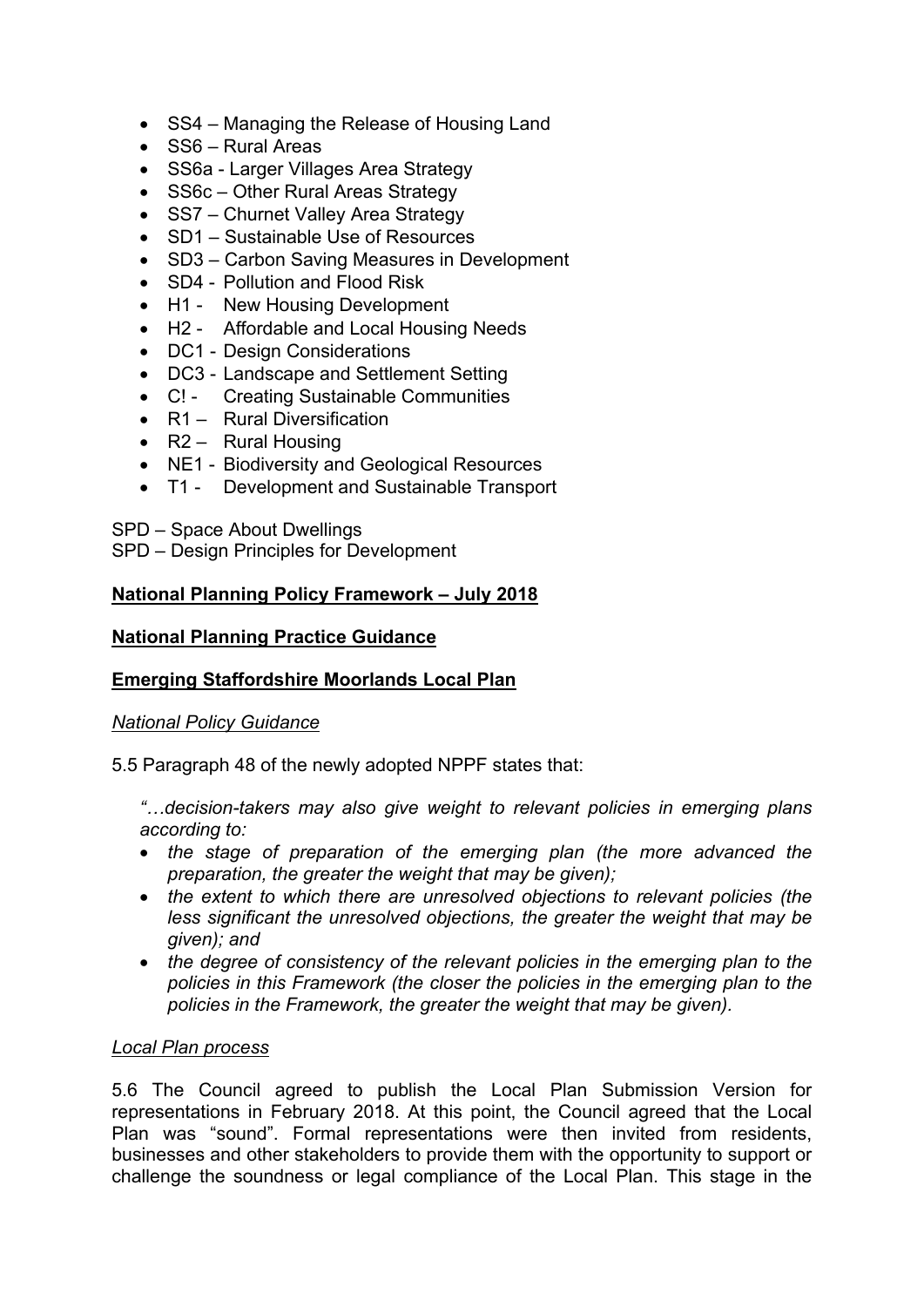- SS4 – Managing the Release of Housing Land
- SS6 – Rural Areas
- SS6a - Larger Villages Area Strategy
- SS6c – Other Rural Areas Strategy
- SS7 – Churnet Valley Area Strategy
- SD1 – Sustainable Use of Resources
- SD3 – Carbon Saving Measures in Development
- SD4 - Pollution and Flood Risk
- H1 - New Housing Development
- H2 - Affordable and Local Housing Needs
- DC1 - Design Considerations
- DC3 - Landscape and Settlement Setting
- C! - Creating Sustainable Communities
- R1 – Rural Diversification
- R2 – Rural Housing
- NE1 - Biodiversity and Geological Resources
- T1 - Development and Sustainable Transport

SPD – Space About Dwellings
SPD – Design Principles for Development

**National Planning Policy Framework – July 2018**

**National Planning Practice Guidance**

**Emerging Staffordshire Moorlands Local Plan**

*National Policy Guidance*

5.5 Paragraph 48 of the newly adopted NPPF states that:

*"…decision-takers may also give weight to relevant policies in emerging plans according to:*

- *the stage of preparation of the emerging plan (the more advanced the preparation, the greater the weight that may be given);*
- *the extent to which there are unresolved objections to relevant policies (the less significant the unresolved objections, the greater the weight that may be given); and*
- *the degree of consistency of the relevant policies in the emerging plan to the policies in this Framework (the closer the policies in the emerging plan to the policies in the Framework, the greater the weight that may be given).*

*Local Plan process*

5.6 The Council agreed to publish the Local Plan Submission Version for representations in February 2018. At this point, the Council agreed that the Local Plan was "sound". Formal representations were then invited from residents, businesses and other stakeholders to provide them with the opportunity to support or challenge the soundness or legal compliance of the Local Plan. This stage in the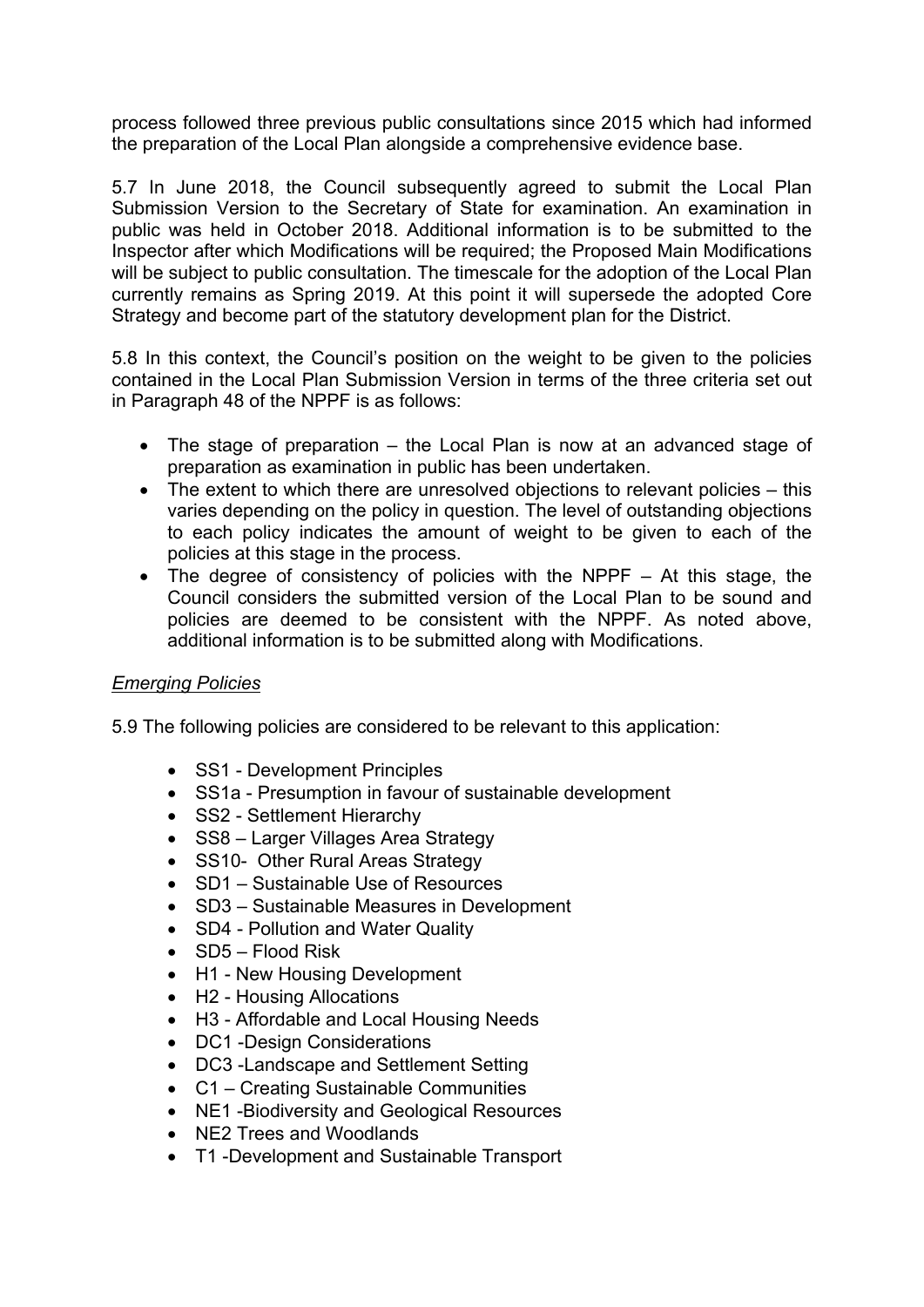process followed three previous public consultations since 2015 which had informed the preparation of the Local Plan alongside a comprehensive evidence base.

5.7 In June 2018, the Council subsequently agreed to submit the Local Plan Submission Version to the Secretary of State for examination. An examination in public was held in October 2018. Additional information is to be submitted to the Inspector after which Modifications will be required; the Proposed Main Modifications will be subject to public consultation. The timescale for the adoption of the Local Plan currently remains as Spring 2019. At this point it will supersede the adopted Core Strategy and become part of the statutory development plan for the District.

5.8 In this context, the Council's position on the weight to be given to the policies contained in the Local Plan Submission Version in terms of the three criteria set out in Paragraph 48 of the NPPF is as follows:

- The stage of preparation – the Local Plan is now at an advanced stage of preparation as examination in public has been undertaken.
- The extent to which there are unresolved objections to relevant policies – this varies depending on the policy in question. The level of outstanding objections to each policy indicates the amount of weight to be given to each of the policies at this stage in the process.
- The degree of consistency of policies with the NPPF – At this stage, the Council considers the submitted version of the Local Plan to be sound and policies are deemed to be consistent with the NPPF. As noted above, additional information is to be submitted along with Modifications.

*Emerging Policies*

5.9 The following policies are considered to be relevant to this application:

- SS1 - Development Principles
- SS1a - Presumption in favour of sustainable development
- SS2 - Settlement Hierarchy
- SS8 – Larger Villages Area Strategy
- SS10- Other Rural Areas Strategy
- SD1 – Sustainable Use of Resources
- SD3 – Sustainable Measures in Development
- SD4 - Pollution and Water Quality
- SD5 – Flood Risk
- H1 - New Housing Development
- H2 - Housing Allocations
- H3 - Affordable and Local Housing Needs
- DC1 -Design Considerations
- DC3 -Landscape and Settlement Setting
- C1 – Creating Sustainable Communities
- NE1 -Biodiversity and Geological Resources
- NE2 Trees and Woodlands
- T1 -Development and Sustainable Transport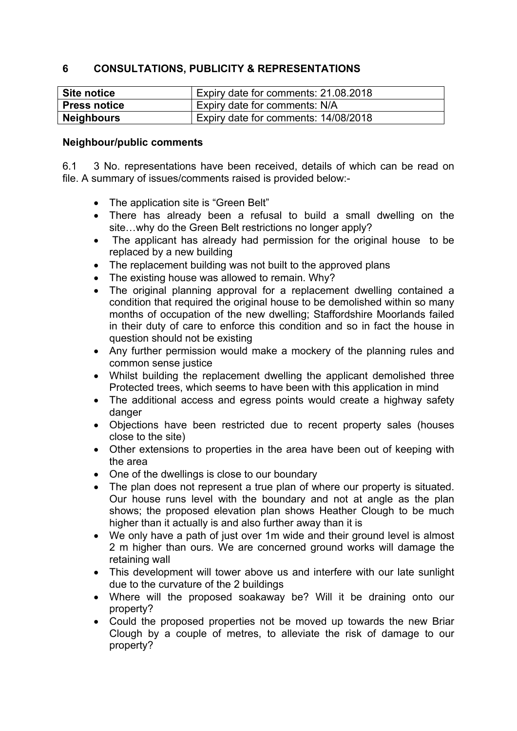## 6 CONSULTATIONS, PUBLICITY & REPRESENTATIONS

| Site notice | Expiry date for comments: 21.08.2018 |
|---|---|
| **Press notice** | Expiry date for comments: N/A |
| **Neighbours** | Expiry date for comments: 14/08/2018 |

**Neighbour/public comments**

6.1 3 No. representations have been received, details of which can be read on file. A summary of issues/comments raised is provided below:-

- The application site is "Green Belt"
- There has already been a refusal to build a small dwelling on the site…why do the Green Belt restrictions no longer apply?
- The applicant has already had permission for the original house to be replaced by a new building
- The replacement building was not built to the approved plans
- The existing house was allowed to remain. Why?
- The original planning approval for a replacement dwelling contained a condition that required the original house to be demolished within so many months of occupation of the new dwelling; Staffordshire Moorlands failed in their duty of care to enforce this condition and so in fact the house in question should not be existing
- Any further permission would make a mockery of the planning rules and common sense justice
- Whilst building the replacement dwelling the applicant demolished three Protected trees, which seems to have been with this application in mind
- The additional access and egress points would create a highway safety danger
- Objections have been restricted due to recent property sales (houses close to the site)
- Other extensions to properties in the area have been out of keeping with the area
- One of the dwellings is close to our boundary
- The plan does not represent a true plan of where our property is situated. Our house runs level with the boundary and not at angle as the plan shows; the proposed elevation plan shows Heather Clough to be much higher than it actually is and also further away than it is
- We only have a path of just over 1m wide and their ground level is almost 2 m higher than ours. We are concerned ground works will damage the retaining wall
- This development will tower above us and interfere with our late sunlight due to the curvature of the 2 buildings
- Where will the proposed soakaway be? Will it be draining onto our property?
- Could the proposed properties not be moved up towards the new Briar Clough by a couple of metres, to alleviate the risk of damage to our property?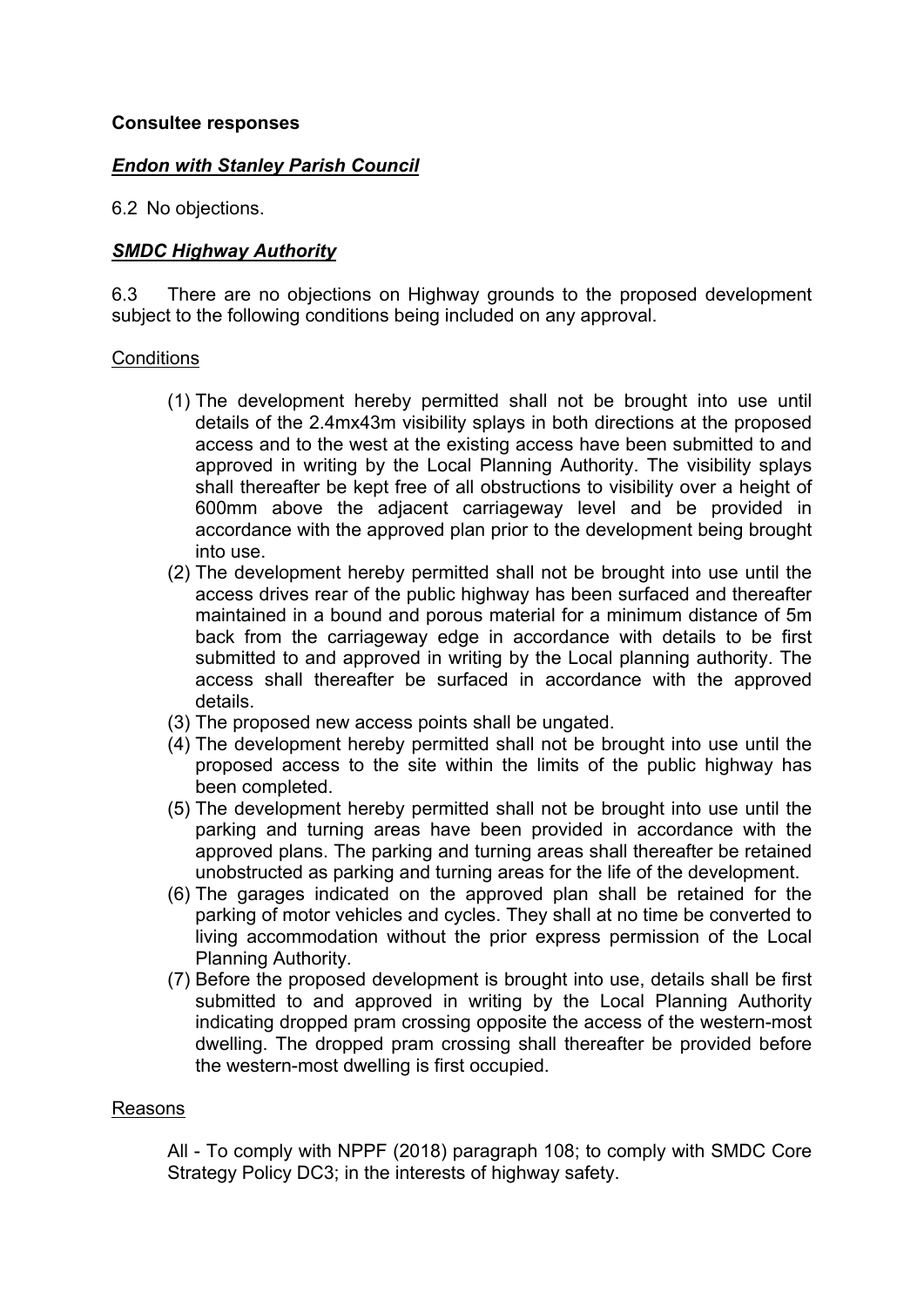**Consultee responses**

***Endon with Stanley Parish Council***

6.2 No objections.

***SMDC Highway Authority***

6.3 There are no objections on Highway grounds to the proposed development subject to the following conditions being included on any approval.

Conditions

(1) The development hereby permitted shall not be brought into use until details of the 2.4mx43m visibility splays in both directions at the proposed access and to the west at the existing access have been submitted to and approved in writing by the Local Planning Authority. The visibility splays shall thereafter be kept free of all obstructions to visibility over a height of 600mm above the adjacent carriageway level and be provided in accordance with the approved plan prior to the development being brought into use.
(2) The development hereby permitted shall not be brought into use until the access drives rear of the public highway has been surfaced and thereafter maintained in a bound and porous material for a minimum distance of 5m back from the carriageway edge in accordance with details to be first submitted to and approved in writing by the Local planning authority. The access shall thereafter be surfaced in accordance with the approved details.
(3) The proposed new access points shall be ungated.
(4) The development hereby permitted shall not be brought into use until the proposed access to the site within the limits of the public highway has been completed.
(5) The development hereby permitted shall not be brought into use until the parking and turning areas have been provided in accordance with the approved plans. The parking and turning areas shall thereafter be retained unobstructed as parking and turning areas for the life of the development.
(6) The garages indicated on the approved plan shall be retained for the parking of motor vehicles and cycles. They shall at no time be converted to living accommodation without the prior express permission of the Local Planning Authority.
(7) Before the proposed development is brought into use, details shall be first submitted to and approved in writing by the Local Planning Authority indicating dropped pram crossing opposite the access of the western-most dwelling. The dropped pram crossing shall thereafter be provided before the western-most dwelling is first occupied.

Reasons

All - To comply with NPPF (2018) paragraph 108; to comply with SMDC Core Strategy Policy DC3; in the interests of highway safety.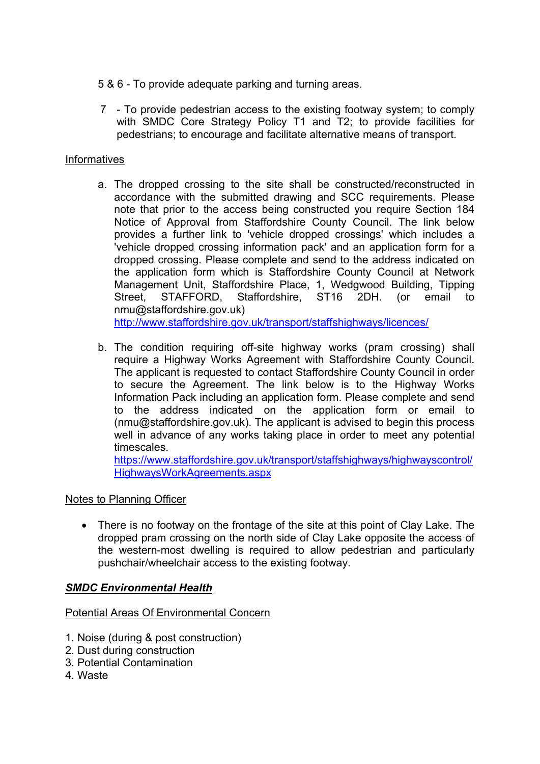5 & 6 - To provide adequate parking and turning areas.

7 - To provide pedestrian access to the existing footway system; to comply with SMDC Core Strategy Policy T1 and T2; to provide facilities for pedestrians; to encourage and facilitate alternative means of transport.

Informatives

a. The dropped crossing to the site shall be constructed/reconstructed in accordance with the submitted drawing and SCC requirements. Please note that prior to the access being constructed you require Section 184 Notice of Approval from Staffordshire County Council. The link below provides a further link to 'vehicle dropped crossings' which includes a 'vehicle dropped crossing information pack' and an application form for a dropped crossing. Please complete and send to the address indicated on the application form which is Staffordshire County Council at Network Management Unit, Staffordshire Place, 1, Wedgwood Building, Tipping Street, STAFFORD, Staffordshire, ST16 2DH. (or email to nmu@staffordshire.gov.uk)
[http://www.staffordshire.gov.uk/transport/staffshighways/licences/](http://www.staffordshire.gov.uk/transport/staffshighways/licences/)

b. The condition requiring off-site highway works (pram crossing) shall require a Highway Works Agreement with Staffordshire County Council. The applicant is requested to contact Staffordshire County Council in order to secure the Agreement. The link below is to the Highway Works Information Pack including an application form. Please complete and send to the address indicated on the application form or email to (nmu@staffordshire.gov.uk). The applicant is advised to begin this process well in advance of any works taking place in order to meet any potential timescales.
[https://www.staffordshire.gov.uk/transport/staffshighways/highwayscontrol/HighwaysWorkAgreements.aspx](https://www.staffordshire.gov.uk/transport/staffshighways/highwayscontrol/HighwaysWorkAgreements.aspx)

Notes to Planning Officer

- There is no footway on the frontage of the site at this point of Clay Lake. The dropped pram crossing on the north side of Clay Lake opposite the access of the western-most dwelling is required to allow pedestrian and particularly pushchair/wheelchair access to the existing footway.

***SMDC Environmental Health***

Potential Areas Of Environmental Concern

1. Noise (during & post construction)
2. Dust during construction
3. Potential Contamination
4. Waste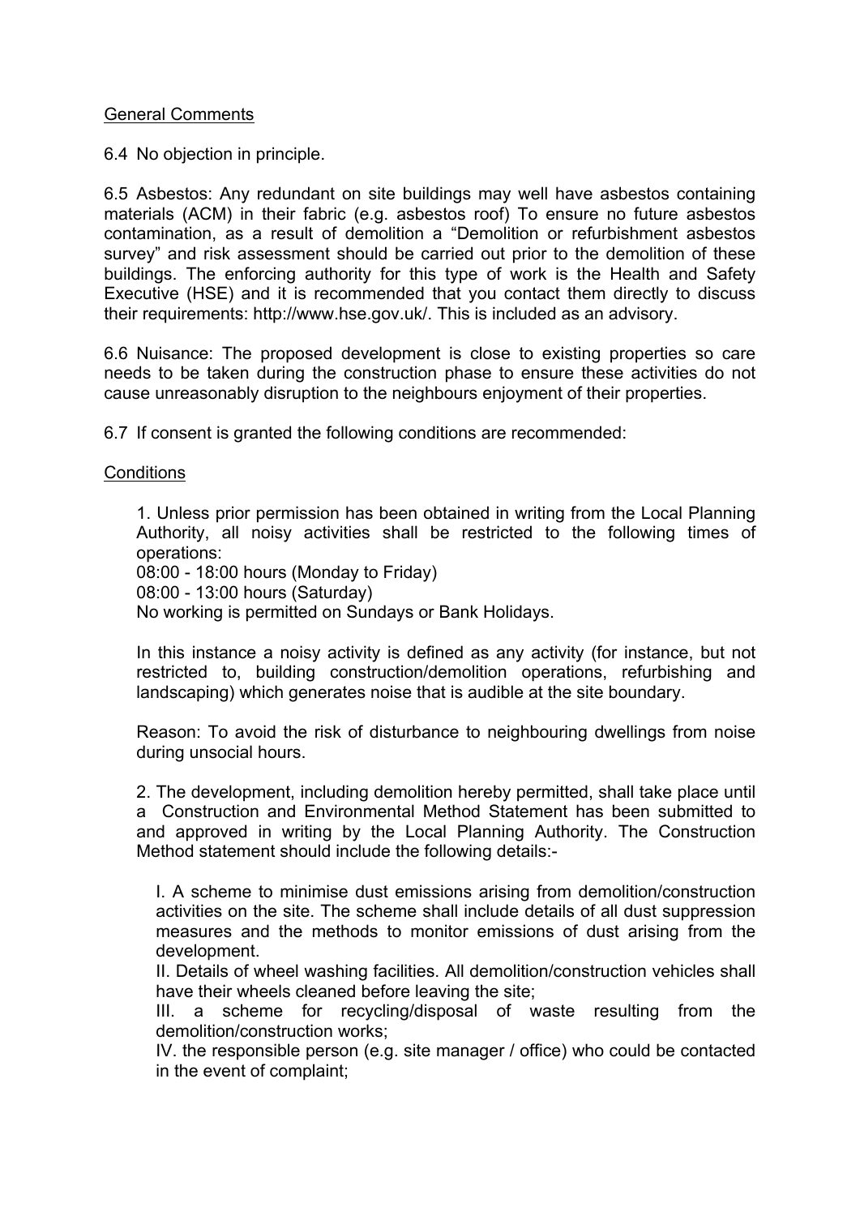General Comments

6.4 No objection in principle.

6.5 Asbestos: Any redundant on site buildings may well have asbestos containing materials (ACM) in their fabric (e.g. asbestos roof) To ensure no future asbestos contamination, as a result of demolition a "Demolition or refurbishment asbestos survey" and risk assessment should be carried out prior to the demolition of these buildings. The enforcing authority for this type of work is the Health and Safety Executive (HSE) and it is recommended that you contact them directly to discuss their requirements: http://www.hse.gov.uk/. This is included as an advisory.

6.6 Nuisance: The proposed development is close to existing properties so care needs to be taken during the construction phase to ensure these activities do not cause unreasonably disruption to the neighbours enjoyment of their properties.

6.7 If consent is granted the following conditions are recommended:

Conditions

1. Unless prior permission has been obtained in writing from the Local Planning Authority, all noisy activities shall be restricted to the following times of operations:
08:00 - 18:00 hours (Monday to Friday)
08:00 - 13:00 hours (Saturday)
No working is permitted on Sundays or Bank Holidays.

In this instance a noisy activity is defined as any activity (for instance, but not restricted to, building construction/demolition operations, refurbishing and landscaping) which generates noise that is audible at the site boundary.

Reason: To avoid the risk of disturbance to neighbouring dwellings from noise during unsocial hours.

2. The development, including demolition hereby permitted, shall take place until a Construction and Environmental Method Statement has been submitted to and approved in writing by the Local Planning Authority. The Construction Method statement should include the following details:-

I. A scheme to minimise dust emissions arising from demolition/construction activities on the site. The scheme shall include details of all dust suppression measures and the methods to monitor emissions of dust arising from the development.
II. Details of wheel washing facilities. All demolition/construction vehicles shall have their wheels cleaned before leaving the site;
III. a scheme for recycling/disposal of waste resulting from the demolition/construction works;
IV. the responsible person (e.g. site manager / office) who could be contacted in the event of complaint;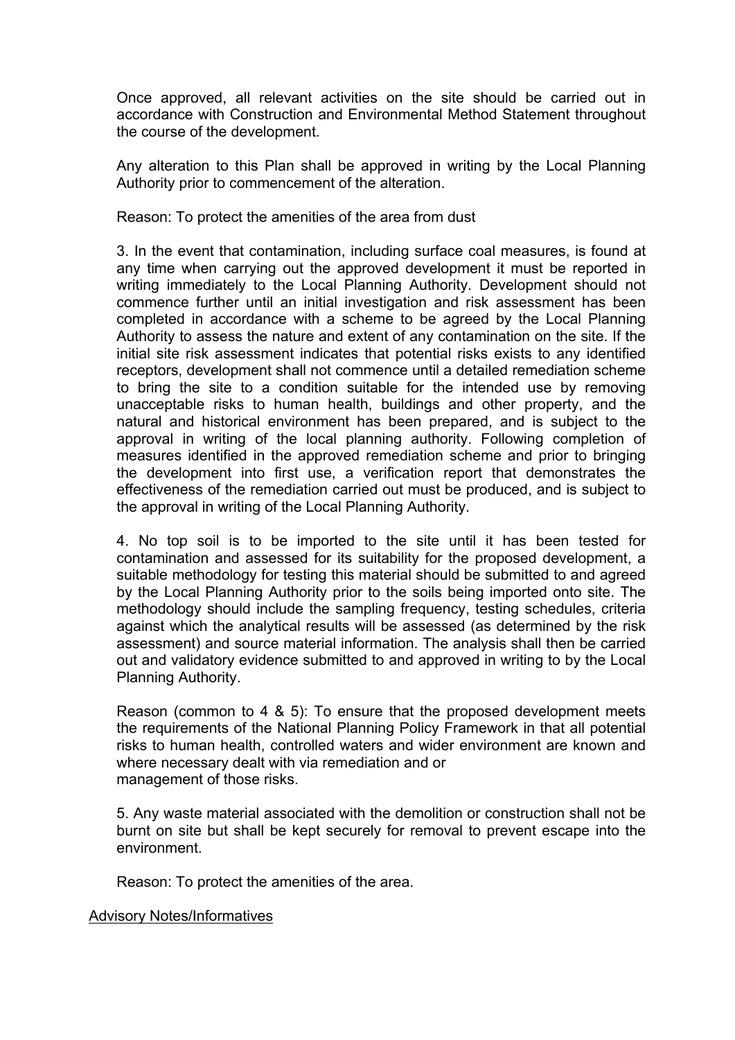Once approved, all relevant activities on the site should be carried out in accordance with Construction and Environmental Method Statement throughout the course of the development.

Any alteration to this Plan shall be approved in writing by the Local Planning Authority prior to commencement of the alteration.

Reason: To protect the amenities of the area from dust

3. In the event that contamination, including surface coal measures, is found at any time when carrying out the approved development it must be reported in writing immediately to the Local Planning Authority. Development should not commence further until an initial investigation and risk assessment has been completed in accordance with a scheme to be agreed by the Local Planning Authority to assess the nature and extent of any contamination on the site. If the initial site risk assessment indicates that potential risks exists to any identified receptors, development shall not commence until a detailed remediation scheme to bring the site to a condition suitable for the intended use by removing unacceptable risks to human health, buildings and other property, and the natural and historical environment has been prepared, and is subject to the approval in writing of the local planning authority. Following completion of measures identified in the approved remediation scheme and prior to bringing the development into first use, a verification report that demonstrates the effectiveness of the remediation carried out must be produced, and is subject to the approval in writing of the Local Planning Authority.

4. No top soil is to be imported to the site until it has been tested for contamination and assessed for its suitability for the proposed development, a suitable methodology for testing this material should be submitted to and agreed by the Local Planning Authority prior to the soils being imported onto site. The methodology should include the sampling frequency, testing schedules, criteria against which the analytical results will be assessed (as determined by the risk assessment) and source material information. The analysis shall then be carried out and validatory evidence submitted to and approved in writing to by the Local Planning Authority.

Reason (common to 4 & 5): To ensure that the proposed development meets the requirements of the National Planning Policy Framework in that all potential risks to human health, controlled waters and wider environment are known and where necessary dealt with via remediation and or
management of those risks.

5. Any waste material associated with the demolition or construction shall not be burnt on site but shall be kept securely for removal to prevent escape into the environment.

Reason: To protect the amenities of the area.

Advisory Notes/Informatives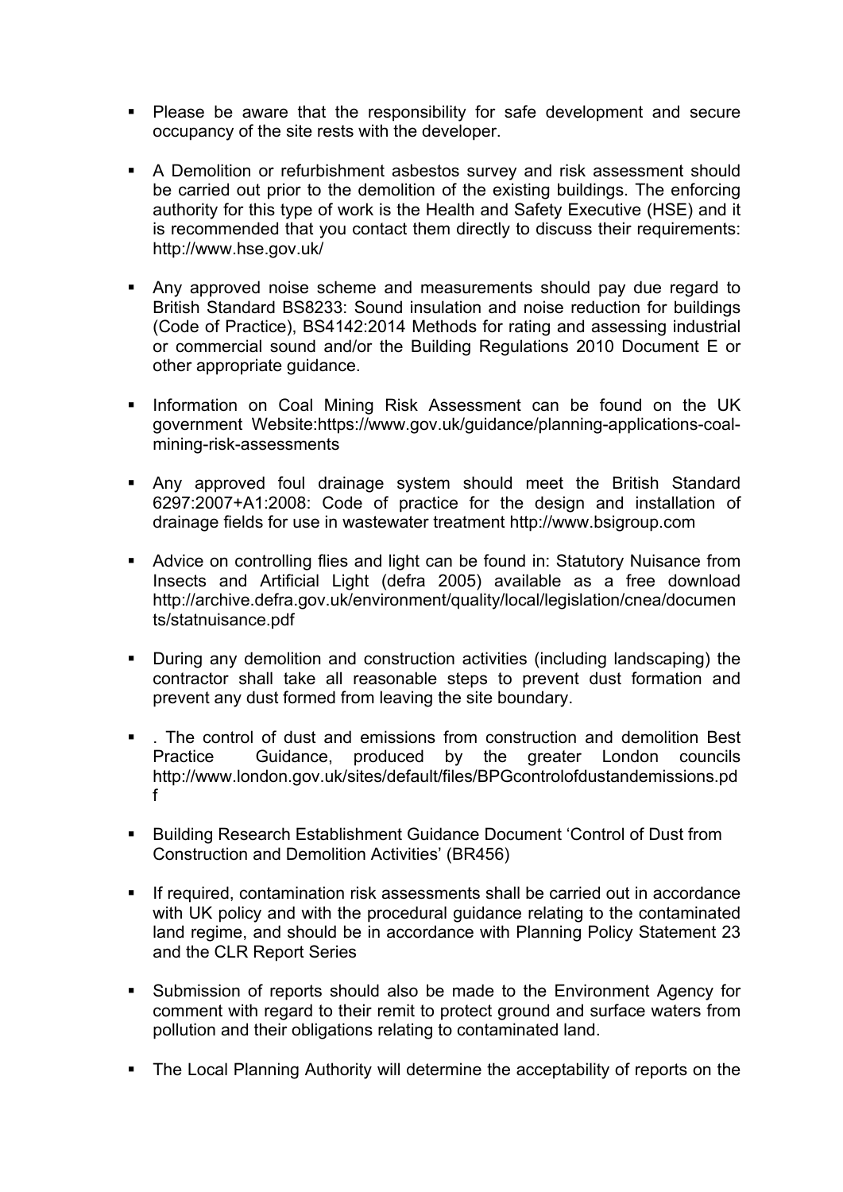- Please be aware that the responsibility for safe development and secure occupancy of the site rests with the developer.

- A Demolition or refurbishment asbestos survey and risk assessment should be carried out prior to the demolition of the existing buildings. The enforcing authority for this type of work is the Health and Safety Executive (HSE) and it is recommended that you contact them directly to discuss their requirements: http://www.hse.gov.uk/

- Any approved noise scheme and measurements should pay due regard to British Standard BS8233: Sound insulation and noise reduction for buildings (Code of Practice), BS4142:2014 Methods for rating and assessing industrial or commercial sound and/or the Building Regulations 2010 Document E or other appropriate guidance.

- Information on Coal Mining Risk Assessment can be found on the UK government Website:https://www.gov.uk/guidance/planning-applications-coal-mining-risk-assessments

- Any approved foul drainage system should meet the British Standard 6297:2007+A1:2008: Code of practice for the design and installation of drainage fields for use in wastewater treatment http://www.bsigroup.com

- Advice on controlling flies and light can be found in: Statutory Nuisance from Insects and Artificial Light (defra 2005) available as a free download http://archive.defra.gov.uk/environment/quality/local/legislation/cnea/documents/statnuisance.pdf

- During any demolition and construction activities (including landscaping) the contractor shall take all reasonable steps to prevent dust formation and prevent any dust formed from leaving the site boundary.

- . The control of dust and emissions from construction and demolition Best Practice Guidance, produced by the greater London councils http://www.london.gov.uk/sites/default/files/BPGcontrolofdustandemissions.pdf

- Building Research Establishment Guidance Document 'Control of Dust from Construction and Demolition Activities' (BR456)

- If required, contamination risk assessments shall be carried out in accordance with UK policy and with the procedural guidance relating to the contaminated land regime, and should be in accordance with Planning Policy Statement 23 and the CLR Report Series

- Submission of reports should also be made to the Environment Agency for comment with regard to their remit to protect ground and surface waters from pollution and their obligations relating to contaminated land.

- The Local Planning Authority will determine the acceptability of reports on the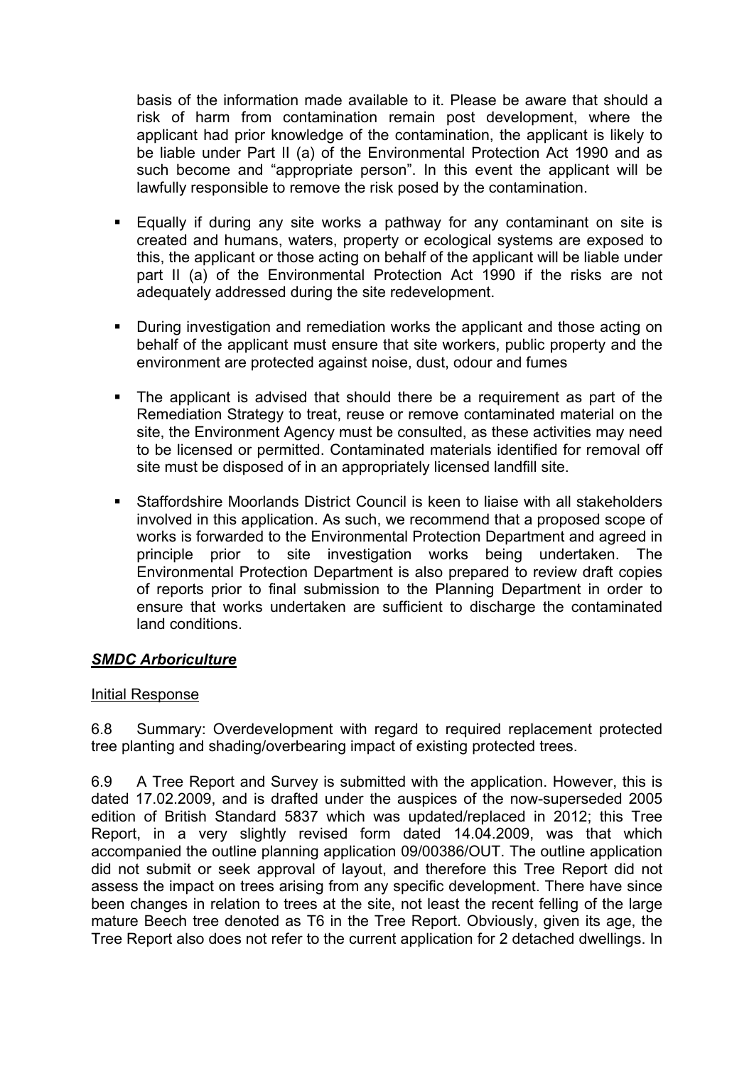basis of the information made available to it. Please be aware that should a risk of harm from contamination remain post development, where the applicant had prior knowledge of the contamination, the applicant is likely to be liable under Part II (a) of the Environmental Protection Act 1990 and as such become and "appropriate person". In this event the applicant will be lawfully responsible to remove the risk posed by the contamination.

- Equally if during any site works a pathway for any contaminant on site is created and humans, waters, property or ecological systems are exposed to this, the applicant or those acting on behalf of the applicant will be liable under part II (a) of the Environmental Protection Act 1990 if the risks are not adequately addressed during the site redevelopment.
- During investigation and remediation works the applicant and those acting on behalf of the applicant must ensure that site workers, public property and the environment are protected against noise, dust, odour and fumes
- The applicant is advised that should there be a requirement as part of the Remediation Strategy to treat, reuse or remove contaminated material on the site, the Environment Agency must be consulted, as these activities may need to be licensed or permitted. Contaminated materials identified for removal off site must be disposed of in an appropriately licensed landfill site.
- Staffordshire Moorlands District Council is keen to liaise with all stakeholders involved in this application. As such, we recommend that a proposed scope of works is forwarded to the Environmental Protection Department and agreed in principle prior to site investigation works being undertaken. The Environmental Protection Department is also prepared to review draft copies of reports prior to final submission to the Planning Department in order to ensure that works undertaken are sufficient to discharge the contaminated land conditions.

### ***SMDC Arboriculture***

Initial Response

6.8 Summary: Overdevelopment with regard to required replacement protected tree planting and shading/overbearing impact of existing protected trees.

6.9 A Tree Report and Survey is submitted with the application. However, this is dated 17.02.2009, and is drafted under the auspices of the now-superseded 2005 edition of British Standard 5837 which was updated/replaced in 2012; this Tree Report, in a very slightly revised form dated 14.04.2009, was that which accompanied the outline planning application 09/00386/OUT. The outline application did not submit or seek approval of layout, and therefore this Tree Report did not assess the impact on trees arising from any specific development. There have since been changes in relation to trees at the site, not least the recent felling of the large mature Beech tree denoted as T6 in the Tree Report. Obviously, given its age, the Tree Report also does not refer to the current application for 2 detached dwellings. In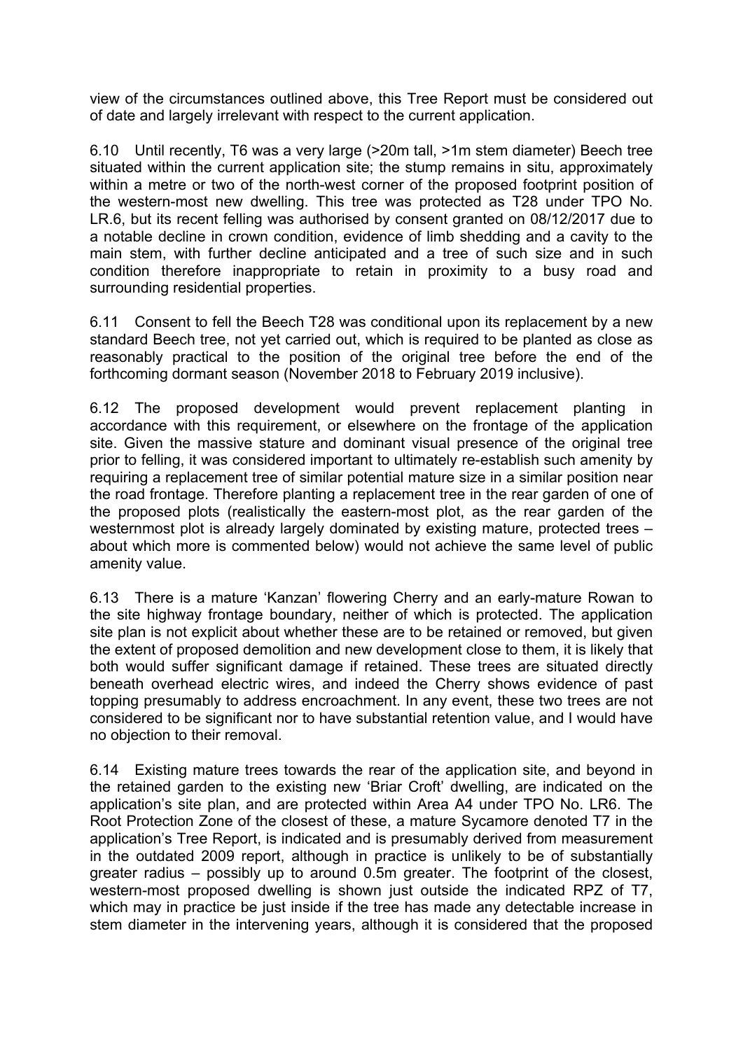view of the circumstances outlined above, this Tree Report must be considered out of date and largely irrelevant with respect to the current application.

6.10 Until recently, T6 was a very large (>20m tall, >1m stem diameter) Beech tree situated within the current application site; the stump remains in situ, approximately within a metre or two of the north-west corner of the proposed footprint position of the western-most new dwelling. This tree was protected as T28 under TPO No. LR.6, but its recent felling was authorised by consent granted on 08/12/2017 due to a notable decline in crown condition, evidence of limb shedding and a cavity to the main stem, with further decline anticipated and a tree of such size and in such condition therefore inappropriate to retain in proximity to a busy road and surrounding residential properties.

6.11 Consent to fell the Beech T28 was conditional upon its replacement by a new standard Beech tree, not yet carried out, which is required to be planted as close as reasonably practical to the position of the original tree before the end of the forthcoming dormant season (November 2018 to February 2019 inclusive).

6.12 The proposed development would prevent replacement planting in accordance with this requirement, or elsewhere on the frontage of the application site. Given the massive stature and dominant visual presence of the original tree prior to felling, it was considered important to ultimately re-establish such amenity by requiring a replacement tree of similar potential mature size in a similar position near the road frontage. Therefore planting a replacement tree in the rear garden of one of the proposed plots (realistically the eastern-most plot, as the rear garden of the westernmost plot is already largely dominated by existing mature, protected trees – about which more is commented below) would not achieve the same level of public amenity value.

6.13 There is a mature 'Kanzan' flowering Cherry and an early-mature Rowan to the site highway frontage boundary, neither of which is protected. The application site plan is not explicit about whether these are to be retained or removed, but given the extent of proposed demolition and new development close to them, it is likely that both would suffer significant damage if retained. These trees are situated directly beneath overhead electric wires, and indeed the Cherry shows evidence of past topping presumably to address encroachment. In any event, these two trees are not considered to be significant nor to have substantial retention value, and I would have no objection to their removal.

6.14 Existing mature trees towards the rear of the application site, and beyond in the retained garden to the existing new 'Briar Croft' dwelling, are indicated on the application's site plan, and are protected within Area A4 under TPO No. LR6. The Root Protection Zone of the closest of these, a mature Sycamore denoted T7 in the application's Tree Report, is indicated and is presumably derived from measurement in the outdated 2009 report, although in practice is unlikely to be of substantially greater radius – possibly up to around 0.5m greater. The footprint of the closest, western-most proposed dwelling is shown just outside the indicated RPZ of T7, which may in practice be just inside if the tree has made any detectable increase in stem diameter in the intervening years, although it is considered that the proposed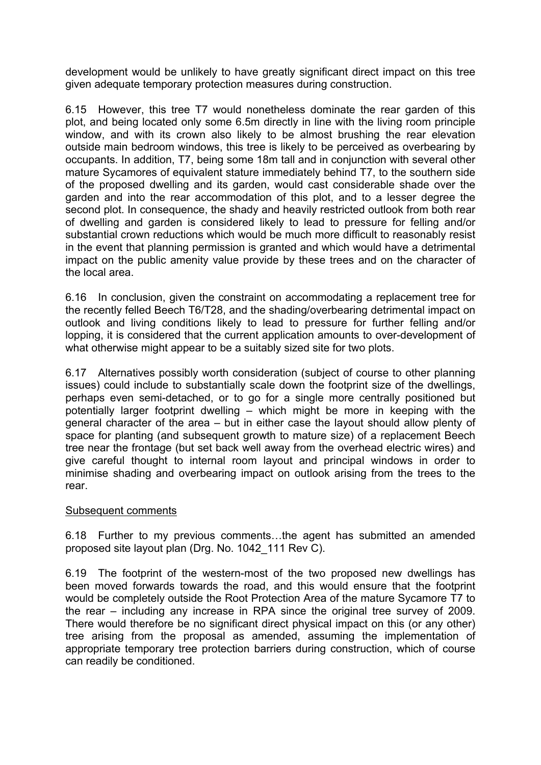development would be unlikely to have greatly significant direct impact on this tree given adequate temporary protection measures during construction.

6.15 However, this tree T7 would nonetheless dominate the rear garden of this plot, and being located only some 6.5m directly in line with the living room principle window, and with its crown also likely to be almost brushing the rear elevation outside main bedroom windows, this tree is likely to be perceived as overbearing by occupants. In addition, T7, being some 18m tall and in conjunction with several other mature Sycamores of equivalent stature immediately behind T7, to the southern side of the proposed dwelling and its garden, would cast considerable shade over the garden and into the rear accommodation of this plot, and to a lesser degree the second plot. In consequence, the shady and heavily restricted outlook from both rear of dwelling and garden is considered likely to lead to pressure for felling and/or substantial crown reductions which would be much more difficult to reasonably resist in the event that planning permission is granted and which would have a detrimental impact on the public amenity value provide by these trees and on the character of the local area.

6.16 In conclusion, given the constraint on accommodating a replacement tree for the recently felled Beech T6/T28, and the shading/overbearing detrimental impact on outlook and living conditions likely to lead to pressure for further felling and/or lopping, it is considered that the current application amounts to over-development of what otherwise might appear to be a suitably sized site for two plots.

6.17 Alternatives possibly worth consideration (subject of course to other planning issues) could include to substantially scale down the footprint size of the dwellings, perhaps even semi-detached, or to go for a single more centrally positioned but potentially larger footprint dwelling – which might be more in keeping with the general character of the area – but in either case the layout should allow plenty of space for planting (and subsequent growth to mature size) of a replacement Beech tree near the frontage (but set back well away from the overhead electric wires) and give careful thought to internal room layout and principal windows in order to minimise shading and overbearing impact on outlook arising from the trees to the rear.

<u>Subsequent comments</u>

6.18 Further to my previous comments…the agent has submitted an amended proposed site layout plan (Drg. No. 1042_111 Rev C).

6.19 The footprint of the western-most of the two proposed new dwellings has been moved forwards towards the road, and this would ensure that the footprint would be completely outside the Root Protection Area of the mature Sycamore T7 to the rear – including any increase in RPA since the original tree survey of 2009. There would therefore be no significant direct physical impact on this (or any other) tree arising from the proposal as amended, assuming the implementation of appropriate temporary tree protection barriers during construction, which of course can readily be conditioned.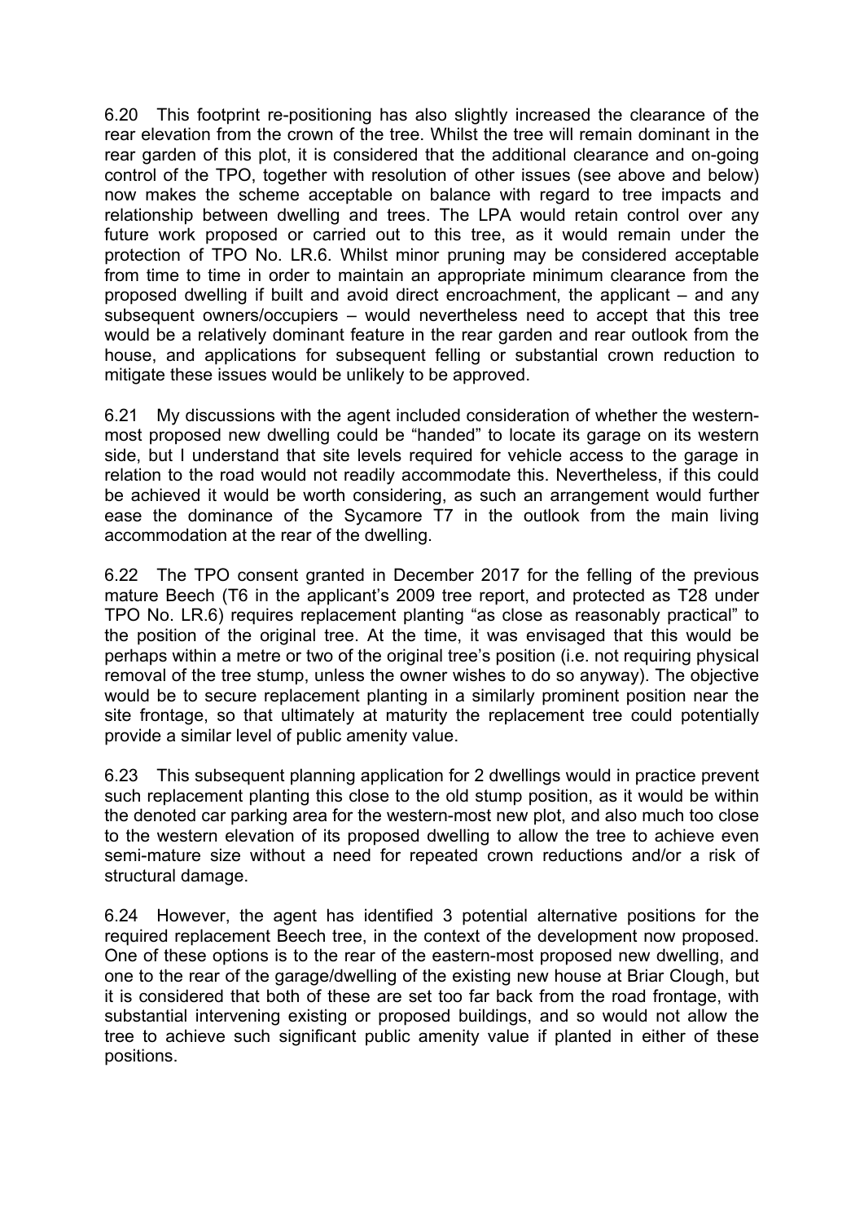6.20 This footprint re-positioning has also slightly increased the clearance of the rear elevation from the crown of the tree. Whilst the tree will remain dominant in the rear garden of this plot, it is considered that the additional clearance and on-going control of the TPO, together with resolution of other issues (see above and below) now makes the scheme acceptable on balance with regard to tree impacts and relationship between dwelling and trees. The LPA would retain control over any future work proposed or carried out to this tree, as it would remain under the protection of TPO No. LR.6. Whilst minor pruning may be considered acceptable from time to time in order to maintain an appropriate minimum clearance from the proposed dwelling if built and avoid direct encroachment, the applicant – and any subsequent owners/occupiers – would nevertheless need to accept that this tree would be a relatively dominant feature in the rear garden and rear outlook from the house, and applications for subsequent felling or substantial crown reduction to mitigate these issues would be unlikely to be approved.

6.21 My discussions with the agent included consideration of whether the western-most proposed new dwelling could be "handed" to locate its garage on its western side, but I understand that site levels required for vehicle access to the garage in relation to the road would not readily accommodate this. Nevertheless, if this could be achieved it would be worth considering, as such an arrangement would further ease the dominance of the Sycamore T7 in the outlook from the main living accommodation at the rear of the dwelling.

6.22 The TPO consent granted in December 2017 for the felling of the previous mature Beech (T6 in the applicant's 2009 tree report, and protected as T28 under TPO No. LR.6) requires replacement planting "as close as reasonably practical" to the position of the original tree. At the time, it was envisaged that this would be perhaps within a metre or two of the original tree's position (i.e. not requiring physical removal of the tree stump, unless the owner wishes to do so anyway). The objective would be to secure replacement planting in a similarly prominent position near the site frontage, so that ultimately at maturity the replacement tree could potentially provide a similar level of public amenity value.

6.23 This subsequent planning application for 2 dwellings would in practice prevent such replacement planting this close to the old stump position, as it would be within the denoted car parking area for the western-most new plot, and also much too close to the western elevation of its proposed dwelling to allow the tree to achieve even semi-mature size without a need for repeated crown reductions and/or a risk of structural damage.

6.24 However, the agent has identified 3 potential alternative positions for the required replacement Beech tree, in the context of the development now proposed. One of these options is to the rear of the eastern-most proposed new dwelling, and one to the rear of the garage/dwelling of the existing new house at Briar Clough, but it is considered that both of these are set too far back from the road frontage, with substantial intervening existing or proposed buildings, and so would not allow the tree to achieve such significant public amenity value if planted in either of these positions.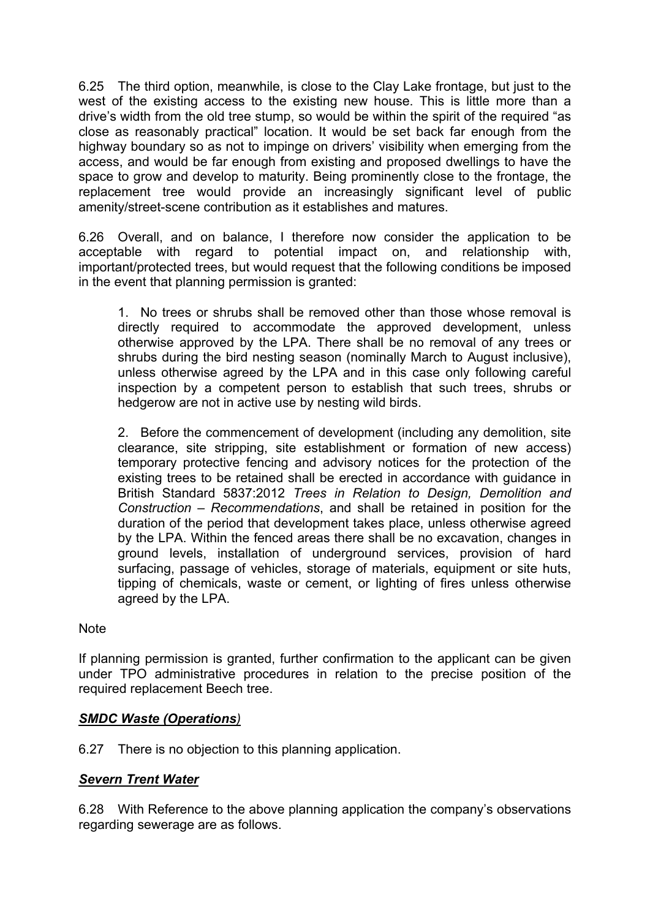6.25 The third option, meanwhile, is close to the Clay Lake frontage, but just to the west of the existing access to the existing new house. This is little more than a drive's width from the old tree stump, so would be within the spirit of the required "as close as reasonably practical" location. It would be set back far enough from the highway boundary so as not to impinge on drivers' visibility when emerging from the access, and would be far enough from existing and proposed dwellings to have the space to grow and develop to maturity. Being prominently close to the frontage, the replacement tree would provide an increasingly significant level of public amenity/street-scene contribution as it establishes and matures.

6.26 Overall, and on balance, I therefore now consider the application to be acceptable with regard to potential impact on, and relationship with, important/protected trees, but would request that the following conditions be imposed in the event that planning permission is granted:

> 1. No trees or shrubs shall be removed other than those whose removal is directly required to accommodate the approved development, unless otherwise approved by the LPA. There shall be no removal of any trees or shrubs during the bird nesting season (nominally March to August inclusive), unless otherwise agreed by the LPA and in this case only following careful inspection by a competent person to establish that such trees, shrubs or hedgerow are not in active use by nesting wild birds.
>
> 2. Before the commencement of development (including any demolition, site clearance, site stripping, site establishment or formation of new access) temporary protective fencing and advisory notices for the protection of the existing trees to be retained shall be erected in accordance with guidance in British Standard 5837:2012 *Trees in Relation to Design, Demolition and Construction – Recommendations*, and shall be retained in position for the duration of the period that development takes place, unless otherwise agreed by the LPA. Within the fenced areas there shall be no excavation, changes in ground levels, installation of underground services, provision of hard surfacing, passage of vehicles, storage of materials, equipment or site huts, tipping of chemicals, waste or cement, or lighting of fires unless otherwise agreed by the LPA.

Note

If planning permission is granted, further confirmation to the applicant can be given under TPO administrative procedures in relation to the precise position of the required replacement Beech tree.

***SMDC Waste (Operations)***

6.27 There is no objection to this planning application.

***Severn Trent Water***

6.28 With Reference to the above planning application the company's observations regarding sewerage are as follows.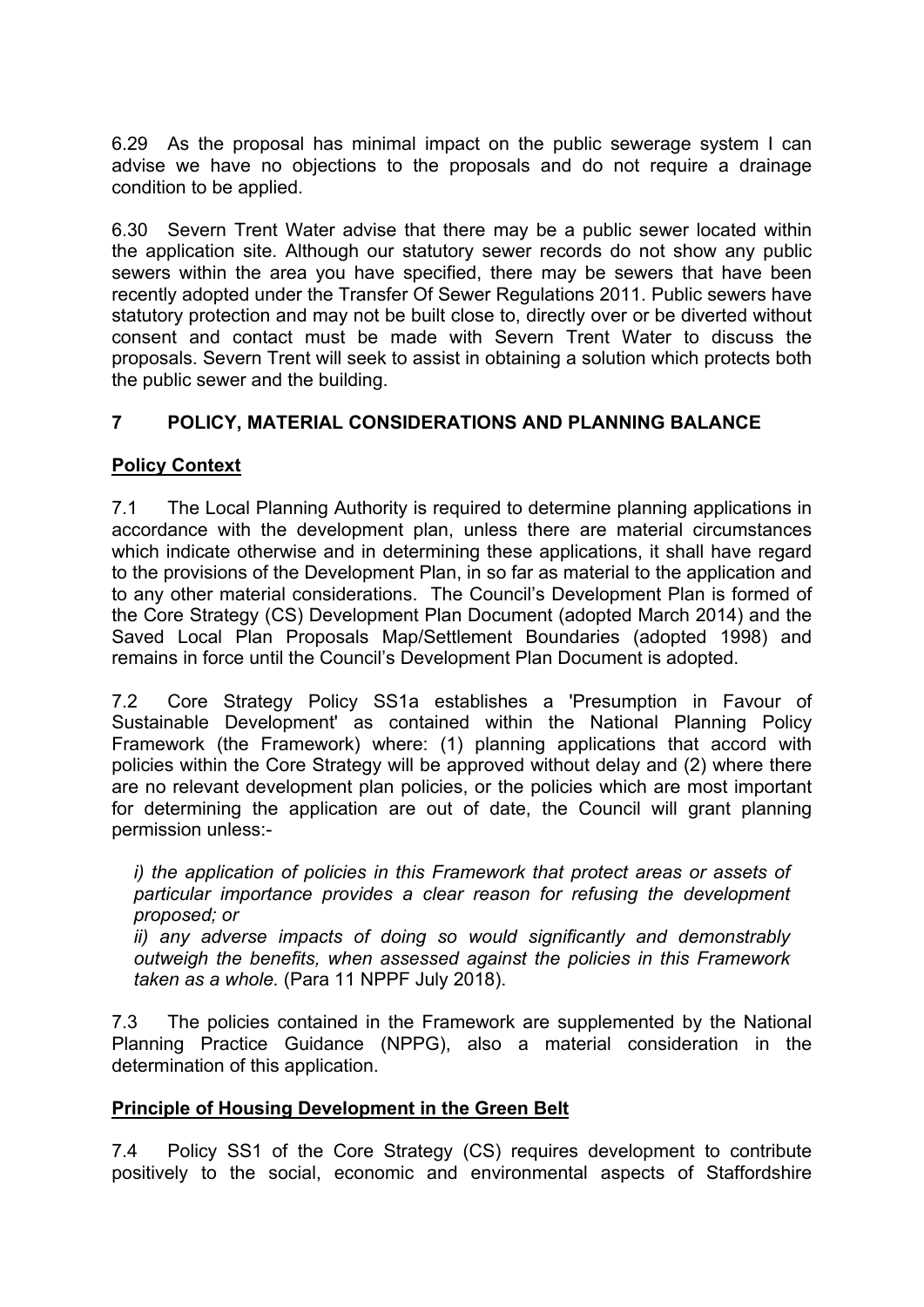6.29 As the proposal has minimal impact on the public sewerage system I can advise we have no objections to the proposals and do not require a drainage condition to be applied.

6.30 Severn Trent Water advise that there may be a public sewer located within the application site. Although our statutory sewer records do not show any public sewers within the area you have specified, there may be sewers that have been recently adopted under the Transfer Of Sewer Regulations 2011. Public sewers have statutory protection and may not be built close to, directly over or be diverted without consent and contact must be made with Severn Trent Water to discuss the proposals. Severn Trent will seek to assist in obtaining a solution which protects both the public sewer and the building.

## 7 POLICY, MATERIAL CONSIDERATIONS AND PLANNING BALANCE

### Policy Context

7.1 The Local Planning Authority is required to determine planning applications in accordance with the development plan, unless there are material circumstances which indicate otherwise and in determining these applications, it shall have regard to the provisions of the Development Plan, in so far as material to the application and to any other material considerations. The Council's Development Plan is formed of the Core Strategy (CS) Development Plan Document (adopted March 2014) and the Saved Local Plan Proposals Map/Settlement Boundaries (adopted 1998) and remains in force until the Council's Development Plan Document is adopted.

7.2 Core Strategy Policy SS1a establishes a 'Presumption in Favour of Sustainable Development' as contained within the National Planning Policy Framework (the Framework) where: (1) planning applications that accord with policies within the Core Strategy will be approved without delay and (2) where there are no relevant development plan policies, or the policies which are most important for determining the application are out of date, the Council will grant planning permission unless:-

> *i) the application of policies in this Framework that protect areas or assets of particular importance provides a clear reason for refusing the development proposed; or*
>
> *ii) any adverse impacts of doing so would significantly and demonstrably outweigh the benefits, when assessed against the policies in this Framework taken as a whole.* (Para 11 NPPF July 2018).

7.3 The policies contained in the Framework are supplemented by the National Planning Practice Guidance (NPPG), also a material consideration in the determination of this application.

### Principle of Housing Development in the Green Belt

7.4 Policy SS1 of the Core Strategy (CS) requires development to contribute positively to the social, economic and environmental aspects of Staffordshire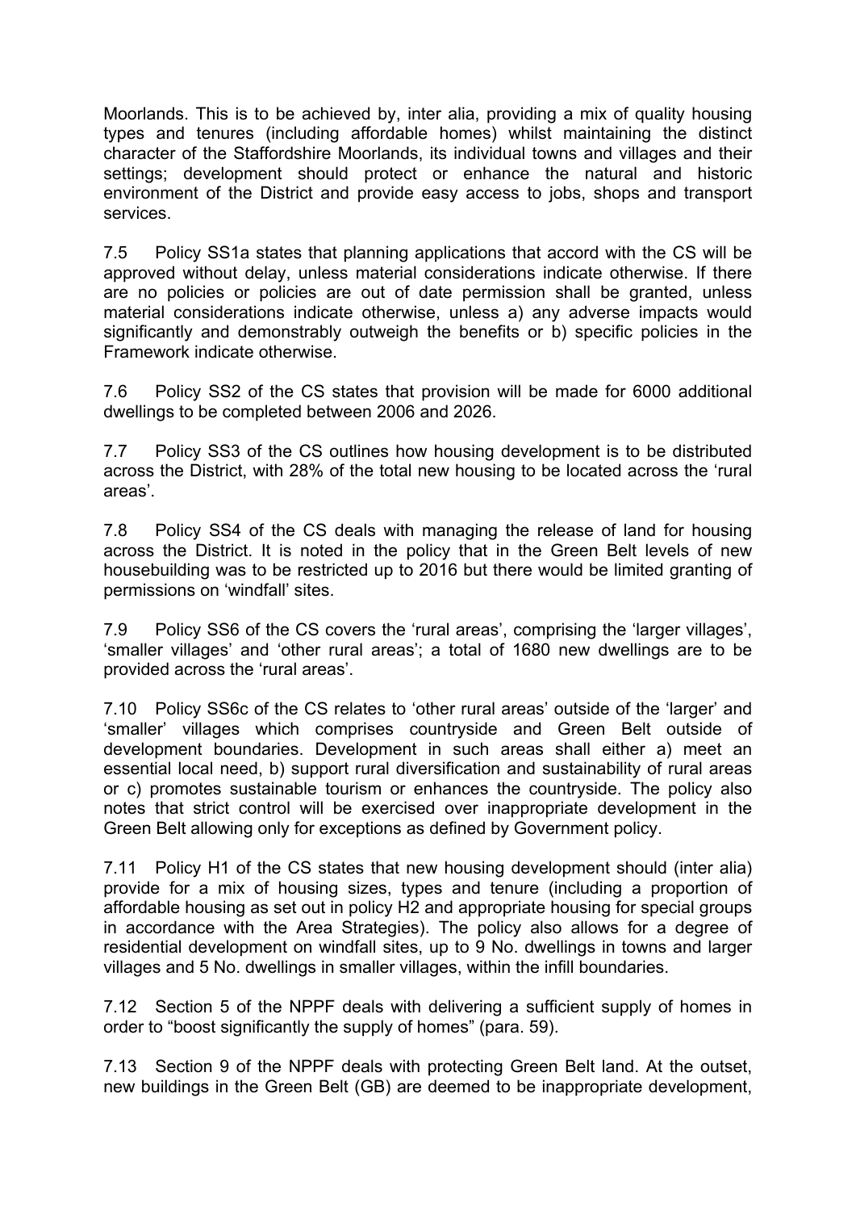Moorlands. This is to be achieved by, inter alia, providing a mix of quality housing types and tenures (including affordable homes) whilst maintaining the distinct character of the Staffordshire Moorlands, its individual towns and villages and their settings; development should protect or enhance the natural and historic environment of the District and provide easy access to jobs, shops and transport services.

7.5 Policy SS1a states that planning applications that accord with the CS will be approved without delay, unless material considerations indicate otherwise. If there are no policies or policies are out of date permission shall be granted, unless material considerations indicate otherwise, unless a) any adverse impacts would significantly and demonstrably outweigh the benefits or b) specific policies in the Framework indicate otherwise.

7.6 Policy SS2 of the CS states that provision will be made for 6000 additional dwellings to be completed between 2006 and 2026.

7.7 Policy SS3 of the CS outlines how housing development is to be distributed across the District, with 28% of the total new housing to be located across the 'rural areas'.

7.8 Policy SS4 of the CS deals with managing the release of land for housing across the District. It is noted in the policy that in the Green Belt levels of new housebuilding was to be restricted up to 2016 but there would be limited granting of permissions on 'windfall' sites.

7.9 Policy SS6 of the CS covers the 'rural areas', comprising the 'larger villages', 'smaller villages' and 'other rural areas'; a total of 1680 new dwellings are to be provided across the 'rural areas'.

7.10 Policy SS6c of the CS relates to 'other rural areas' outside of the 'larger' and 'smaller' villages which comprises countryside and Green Belt outside of development boundaries. Development in such areas shall either a) meet an essential local need, b) support rural diversification and sustainability of rural areas or c) promotes sustainable tourism or enhances the countryside. The policy also notes that strict control will be exercised over inappropriate development in the Green Belt allowing only for exceptions as defined by Government policy.

7.11 Policy H1 of the CS states that new housing development should (inter alia) provide for a mix of housing sizes, types and tenure (including a proportion of affordable housing as set out in policy H2 and appropriate housing for special groups in accordance with the Area Strategies). The policy also allows for a degree of residential development on windfall sites, up to 9 No. dwellings in towns and larger villages and 5 No. dwellings in smaller villages, within the infill boundaries.

7.12 Section 5 of the NPPF deals with delivering a sufficient supply of homes in order to "boost significantly the supply of homes" (para. 59).

7.13 Section 9 of the NPPF deals with protecting Green Belt land. At the outset, new buildings in the Green Belt (GB) are deemed to be inappropriate development,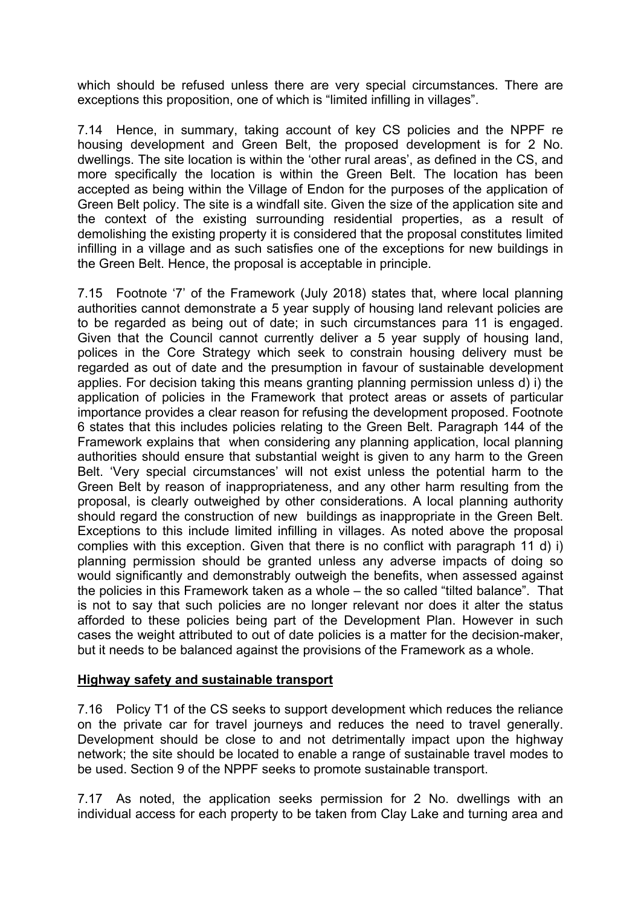which should be refused unless there are very special circumstances. There are exceptions this proposition, one of which is "limited infilling in villages".

7.14 Hence, in summary, taking account of key CS policies and the NPPF re housing development and Green Belt, the proposed development is for 2 No. dwellings. The site location is within the 'other rural areas', as defined in the CS, and more specifically the location is within the Green Belt. The location has been accepted as being within the Village of Endon for the purposes of the application of Green Belt policy. The site is a windfall site. Given the size of the application site and the context of the existing surrounding residential properties, as a result of demolishing the existing property it is considered that the proposal constitutes limited infilling in a village and as such satisfies one of the exceptions for new buildings in the Green Belt. Hence, the proposal is acceptable in principle.

7.15 Footnote '7' of the Framework (July 2018) states that, where local planning authorities cannot demonstrate a 5 year supply of housing land relevant policies are to be regarded as being out of date; in such circumstances para 11 is engaged. Given that the Council cannot currently deliver a 5 year supply of housing land, polices in the Core Strategy which seek to constrain housing delivery must be regarded as out of date and the presumption in favour of sustainable development applies. For decision taking this means granting planning permission unless d) i) the application of policies in the Framework that protect areas or assets of particular importance provides a clear reason for refusing the development proposed. Footnote 6 states that this includes policies relating to the Green Belt. Paragraph 144 of the Framework explains that when considering any planning application, local planning authorities should ensure that substantial weight is given to any harm to the Green Belt. 'Very special circumstances' will not exist unless the potential harm to the Green Belt by reason of inappropriateness, and any other harm resulting from the proposal, is clearly outweighed by other considerations. A local planning authority should regard the construction of new buildings as inappropriate in the Green Belt. Exceptions to this include limited infilling in villages. As noted above the proposal complies with this exception. Given that there is no conflict with paragraph 11 d) i) planning permission should be granted unless any adverse impacts of doing so would significantly and demonstrably outweigh the benefits, when assessed against the policies in this Framework taken as a whole – the so called "tilted balance". That is not to say that such policies are no longer relevant nor does it alter the status afforded to these policies being part of the Development Plan. However in such cases the weight attributed to out of date policies is a matter for the decision-maker, but it needs to be balanced against the provisions of the Framework as a whole.

**Highway safety and sustainable transport**

7.16 Policy T1 of the CS seeks to support development which reduces the reliance on the private car for travel journeys and reduces the need to travel generally. Development should be close to and not detrimentally impact upon the highway network; the site should be located to enable a range of sustainable travel modes to be used. Section 9 of the NPPF seeks to promote sustainable transport.

7.17 As noted, the application seeks permission for 2 No. dwellings with an individual access for each property to be taken from Clay Lake and turning area and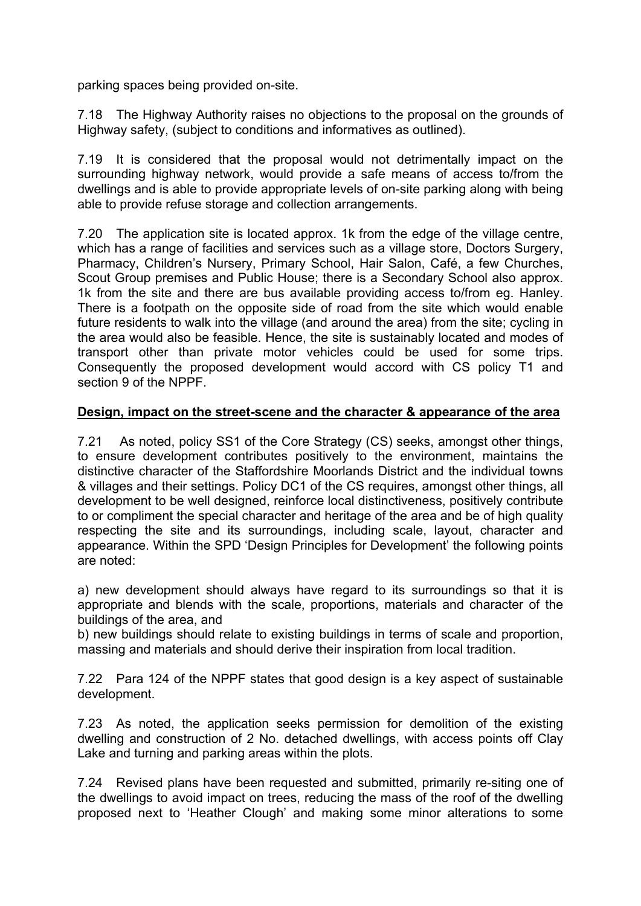parking spaces being provided on-site.

7.18 The Highway Authority raises no objections to the proposal on the grounds of Highway safety, (subject to conditions and informatives as outlined).

7.19 It is considered that the proposal would not detrimentally impact on the surrounding highway network, would provide a safe means of access to/from the dwellings and is able to provide appropriate levels of on-site parking along with being able to provide refuse storage and collection arrangements.

7.20 The application site is located approx. 1k from the edge of the village centre, which has a range of facilities and services such as a village store, Doctors Surgery, Pharmacy, Children's Nursery, Primary School, Hair Salon, Café, a few Churches, Scout Group premises and Public House; there is a Secondary School also approx. 1k from the site and there are bus available providing access to/from eg. Hanley. There is a footpath on the opposite side of road from the site which would enable future residents to walk into the village (and around the area) from the site; cycling in the area would also be feasible. Hence, the site is sustainably located and modes of transport other than private motor vehicles could be used for some trips. Consequently the proposed development would accord with CS policy T1 and section 9 of the NPPF.

**Design, impact on the street-scene and the character & appearance of the area**

7.21 As noted, policy SS1 of the Core Strategy (CS) seeks, amongst other things, to ensure development contributes positively to the environment, maintains the distinctive character of the Staffordshire Moorlands District and the individual towns & villages and their settings. Policy DC1 of the CS requires, amongst other things, all development to be well designed, reinforce local distinctiveness, positively contribute to or compliment the special character and heritage of the area and be of high quality respecting the site and its surroundings, including scale, layout, character and appearance. Within the SPD 'Design Principles for Development' the following points are noted:

a) new development should always have regard to its surroundings so that it is appropriate and blends with the scale, proportions, materials and character of the buildings of the area, and

b) new buildings should relate to existing buildings in terms of scale and proportion, massing and materials and should derive their inspiration from local tradition.

7.22 Para 124 of the NPPF states that good design is a key aspect of sustainable development.

7.23 As noted, the application seeks permission for demolition of the existing dwelling and construction of 2 No. detached dwellings, with access points off Clay Lake and turning and parking areas within the plots.

7.24 Revised plans have been requested and submitted, primarily re-siting one of the dwellings to avoid impact on trees, reducing the mass of the roof of the dwelling proposed next to 'Heather Clough' and making some minor alterations to some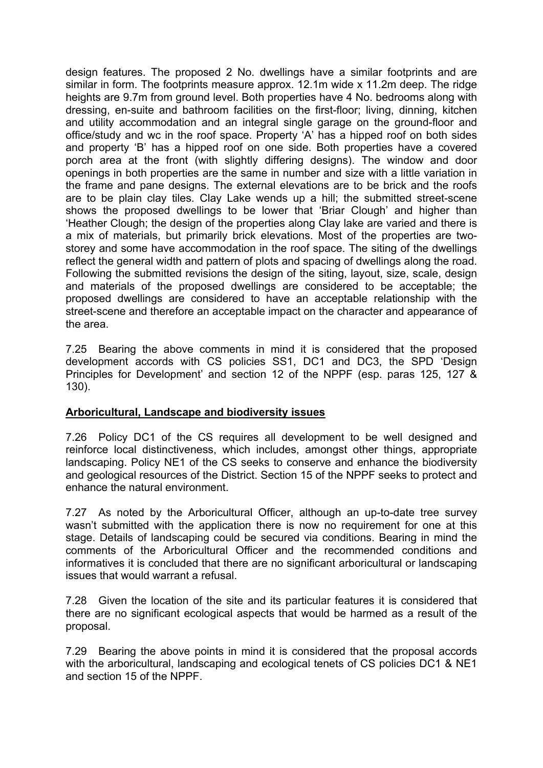design features. The proposed 2 No. dwellings have a similar footprints and are similar in form. The footprints measure approx. 12.1m wide x 11.2m deep. The ridge heights are 9.7m from ground level. Both properties have 4 No. bedrooms along with dressing, en-suite and bathroom facilities on the first-floor; living, dinning, kitchen and utility accommodation and an integral single garage on the ground-floor and office/study and wc in the roof space. Property 'A' has a hipped roof on both sides and property 'B' has a hipped roof on one side. Both properties have a covered porch area at the front (with slightly differing designs). The window and door openings in both properties are the same in number and size with a little variation in the frame and pane designs. The external elevations are to be brick and the roofs are to be plain clay tiles. Clay Lake wends up a hill; the submitted street-scene shows the proposed dwellings to be lower that 'Briar Clough' and higher than 'Heather Clough; the design of the properties along Clay lake are varied and there is a mix of materials, but primarily brick elevations. Most of the properties are two-storey and some have accommodation in the roof space. The siting of the dwellings reflect the general width and pattern of plots and spacing of dwellings along the road. Following the submitted revisions the design of the siting, layout, size, scale, design and materials of the proposed dwellings are considered to be acceptable; the proposed dwellings are considered to have an acceptable relationship with the street-scene and therefore an acceptable impact on the character and appearance of the area.

7.25 Bearing the above comments in mind it is considered that the proposed development accords with CS policies SS1, DC1 and DC3, the SPD 'Design Principles for Development' and section 12 of the NPPF (esp. paras 125, 127 & 130).

**Arboricultural, Landscape and biodiversity issues**

7.26 Policy DC1 of the CS requires all development to be well designed and reinforce local distinctiveness, which includes, amongst other things, appropriate landscaping. Policy NE1 of the CS seeks to conserve and enhance the biodiversity and geological resources of the District. Section 15 of the NPPF seeks to protect and enhance the natural environment.

7.27 As noted by the Arboricultural Officer, although an up-to-date tree survey wasn't submitted with the application there is now no requirement for one at this stage. Details of landscaping could be secured via conditions. Bearing in mind the comments of the Arboricultural Officer and the recommended conditions and informatives it is concluded that there are no significant arboricultural or landscaping issues that would warrant a refusal.

7.28 Given the location of the site and its particular features it is considered that there are no significant ecological aspects that would be harmed as a result of the proposal.

7.29 Bearing the above points in mind it is considered that the proposal accords with the arboricultural, landscaping and ecological tenets of CS policies DC1 & NE1 and section 15 of the NPPF.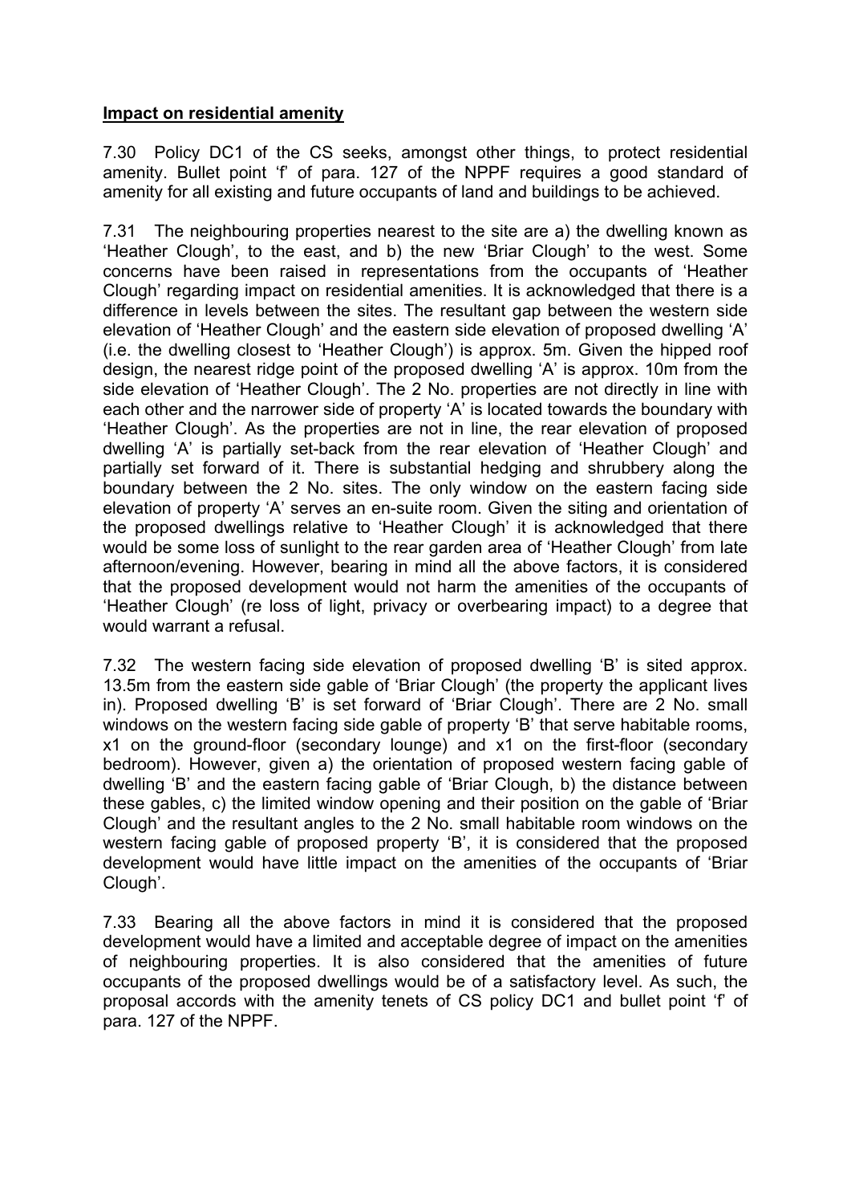**Impact on residential amenity**

7.30 Policy DC1 of the CS seeks, amongst other things, to protect residential amenity. Bullet point 'f' of para. 127 of the NPPF requires a good standard of amenity for all existing and future occupants of land and buildings to be achieved.

7.31 The neighbouring properties nearest to the site are a) the dwelling known as 'Heather Clough', to the east, and b) the new 'Briar Clough' to the west. Some concerns have been raised in representations from the occupants of 'Heather Clough' regarding impact on residential amenities. It is acknowledged that there is a difference in levels between the sites. The resultant gap between the western side elevation of 'Heather Clough' and the eastern side elevation of proposed dwelling 'A' (i.e. the dwelling closest to 'Heather Clough') is approx. 5m. Given the hipped roof design, the nearest ridge point of the proposed dwelling 'A' is approx. 10m from the side elevation of 'Heather Clough'. The 2 No. properties are not directly in line with each other and the narrower side of property 'A' is located towards the boundary with 'Heather Clough'. As the properties are not in line, the rear elevation of proposed dwelling 'A' is partially set-back from the rear elevation of 'Heather Clough' and partially set forward of it. There is substantial hedging and shrubbery along the boundary between the 2 No. sites. The only window on the eastern facing side elevation of property 'A' serves an en-suite room. Given the siting and orientation of the proposed dwellings relative to 'Heather Clough' it is acknowledged that there would be some loss of sunlight to the rear garden area of 'Heather Clough' from late afternoon/evening. However, bearing in mind all the above factors, it is considered that the proposed development would not harm the amenities of the occupants of 'Heather Clough' (re loss of light, privacy or overbearing impact) to a degree that would warrant a refusal.

7.32 The western facing side elevation of proposed dwelling 'B' is sited approx. 13.5m from the eastern side gable of 'Briar Clough' (the property the applicant lives in). Proposed dwelling 'B' is set forward of 'Briar Clough'. There are 2 No. small windows on the western facing side gable of property 'B' that serve habitable rooms, x1 on the ground-floor (secondary lounge) and x1 on the first-floor (secondary bedroom). However, given a) the orientation of proposed western facing gable of dwelling 'B' and the eastern facing gable of 'Briar Clough, b) the distance between these gables, c) the limited window opening and their position on the gable of 'Briar Clough' and the resultant angles to the 2 No. small habitable room windows on the western facing gable of proposed property 'B', it is considered that the proposed development would have little impact on the amenities of the occupants of 'Briar Clough'.

7.33 Bearing all the above factors in mind it is considered that the proposed development would have a limited and acceptable degree of impact on the amenities of neighbouring properties. It is also considered that the amenities of future occupants of the proposed dwellings would be of a satisfactory level. As such, the proposal accords with the amenity tenets of CS policy DC1 and bullet point 'f' of para. 127 of the NPPF.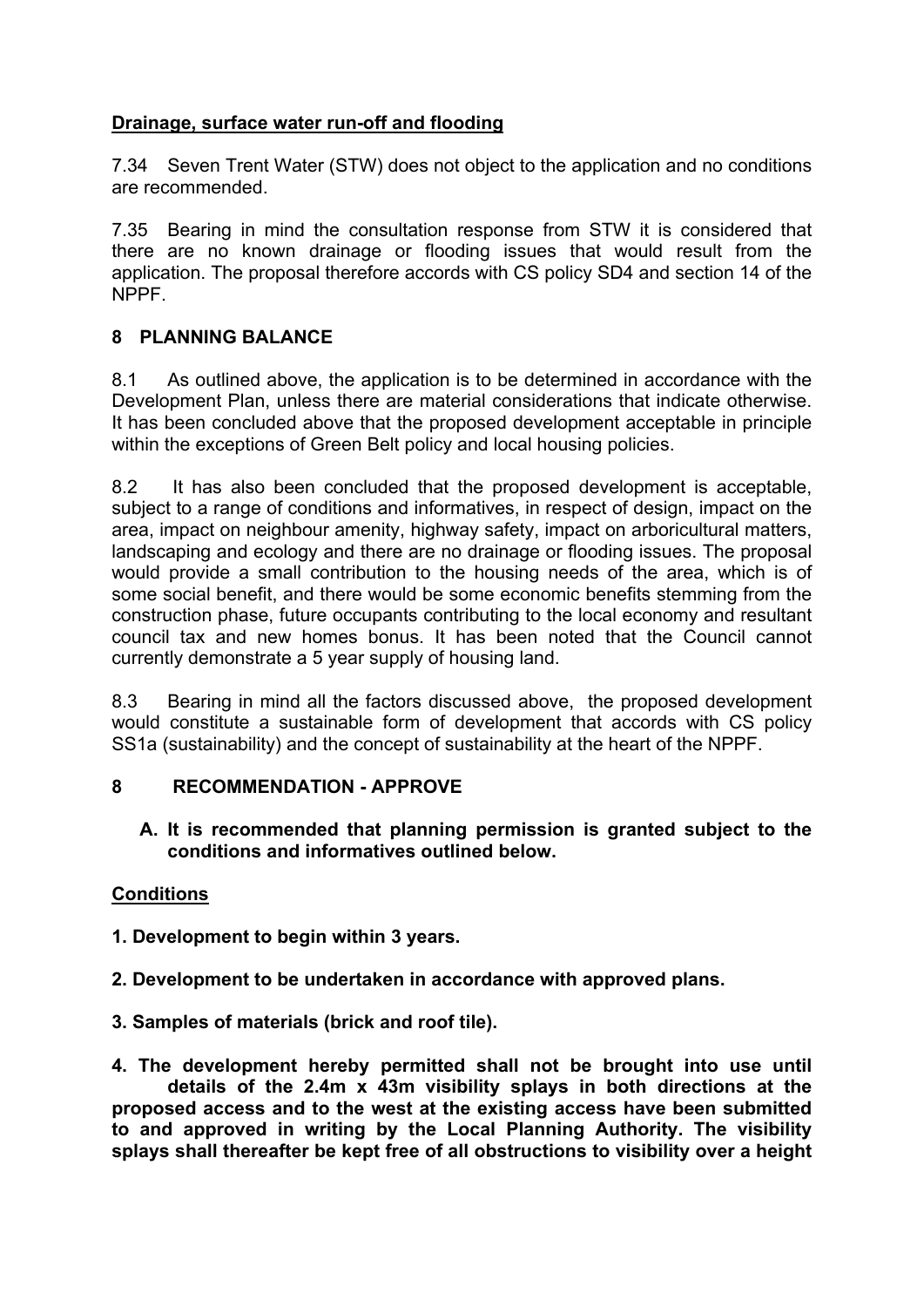**<u>Drainage, surface water run-off and flooding</u>**

7.34 Seven Trent Water (STW) does not object to the application and no conditions are recommended.

7.35 Bearing in mind the consultation response from STW it is considered that there are no known drainage or flooding issues that would result from the application. The proposal therefore accords with CS policy SD4 and section 14 of the NPPF.

## 8 PLANNING BALANCE

8.1 As outlined above, the application is to be determined in accordance with the Development Plan, unless there are material considerations that indicate otherwise. It has been concluded above that the proposed development acceptable in principle within the exceptions of Green Belt policy and local housing policies.

8.2 It has also been concluded that the proposed development is acceptable, subject to a range of conditions and informatives, in respect of design, impact on the area, impact on neighbour amenity, highway safety, impact on arboricultural matters, landscaping and ecology and there are no drainage or flooding issues. The proposal would provide a small contribution to the housing needs of the area, which is of some social benefit, and there would be some economic benefits stemming from the construction phase, future occupants contributing to the local economy and resultant council tax and new homes bonus. It has been noted that the Council cannot currently demonstrate a 5 year supply of housing land.

8.3 Bearing in mind all the factors discussed above, the proposed development would constitute a sustainable form of development that accords with CS policy SS1a (sustainability) and the concept of sustainability at the heart of the NPPF.

## 8 RECOMMENDATION - APPROVE

**A. It is recommended that planning permission is granted subject to the conditions and informatives outlined below.**

**<u>Conditions</u>**

**1. Development to begin within 3 years.**

**2. Development to be undertaken in accordance with approved plans.**

**3. Samples of materials (brick and roof tile).**

**4. The development hereby permitted shall not be brought into use until details of the 2.4m x 43m visibility splays in both directions at the proposed access and to the west at the existing access have been submitted to and approved in writing by the Local Planning Authority. The visibility splays shall thereafter be kept free of all obstructions to visibility over a height**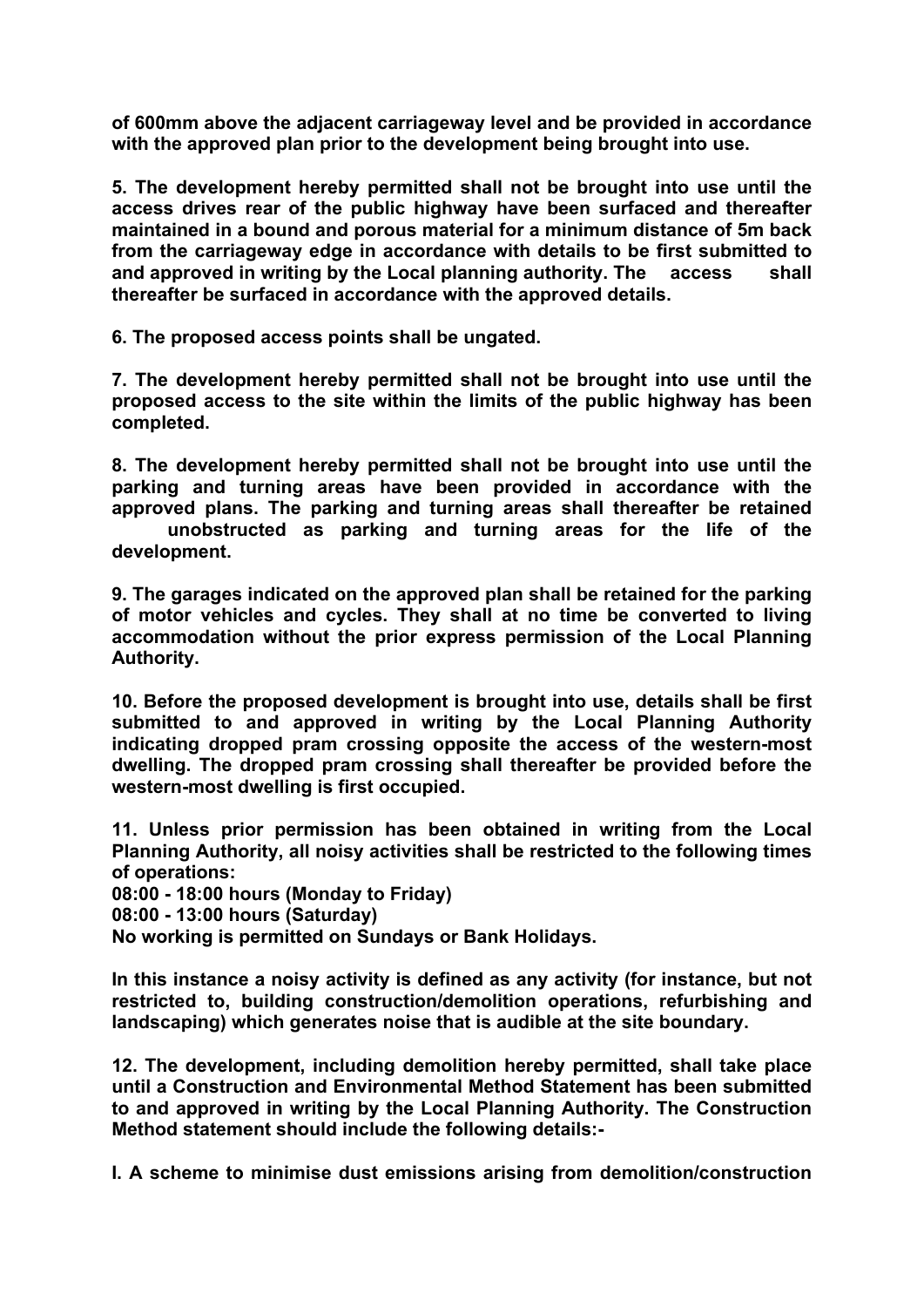**of 600mm above the adjacent carriageway level and be provided in accordance with the approved plan prior to the development being brought into use.**

**5. The development hereby permitted shall not be brought into use until the access drives rear of the public highway have been surfaced and thereafter maintained in a bound and porous material for a minimum distance of 5m back from the carriageway edge in accordance with details to be first submitted to and approved in writing by the Local planning authority. The access shall thereafter be surfaced in accordance with the approved details.**

**6. The proposed access points shall be ungated.**

**7. The development hereby permitted shall not be brought into use until the proposed access to the site within the limits of the public highway has been completed.**

**8. The development hereby permitted shall not be brought into use until the parking and turning areas have been provided in accordance with the approved plans. The parking and turning areas shall thereafter be retained unobstructed as parking and turning areas for the life of the development.**

**9. The garages indicated on the approved plan shall be retained for the parking of motor vehicles and cycles. They shall at no time be converted to living accommodation without the prior express permission of the Local Planning Authority.**

**10. Before the proposed development is brought into use, details shall be first submitted to and approved in writing by the Local Planning Authority indicating dropped pram crossing opposite the access of the western-most dwelling. The dropped pram crossing shall thereafter be provided before the western-most dwelling is first occupied.**

**11. Unless prior permission has been obtained in writing from the Local Planning Authority, all noisy activities shall be restricted to the following times of operations:**
**08:00 - 18:00 hours (Monday to Friday)**
**08:00 - 13:00 hours (Saturday)**
**No working is permitted on Sundays or Bank Holidays.**

**In this instance a noisy activity is defined as any activity (for instance, but not restricted to, building construction/demolition operations, refurbishing and landscaping) which generates noise that is audible at the site boundary.**

**12. The development, including demolition hereby permitted, shall take place until a Construction and Environmental Method Statement has been submitted to and approved in writing by the Local Planning Authority. The Construction Method statement should include the following details:-**

**I. A scheme to minimise dust emissions arising from demolition/construction**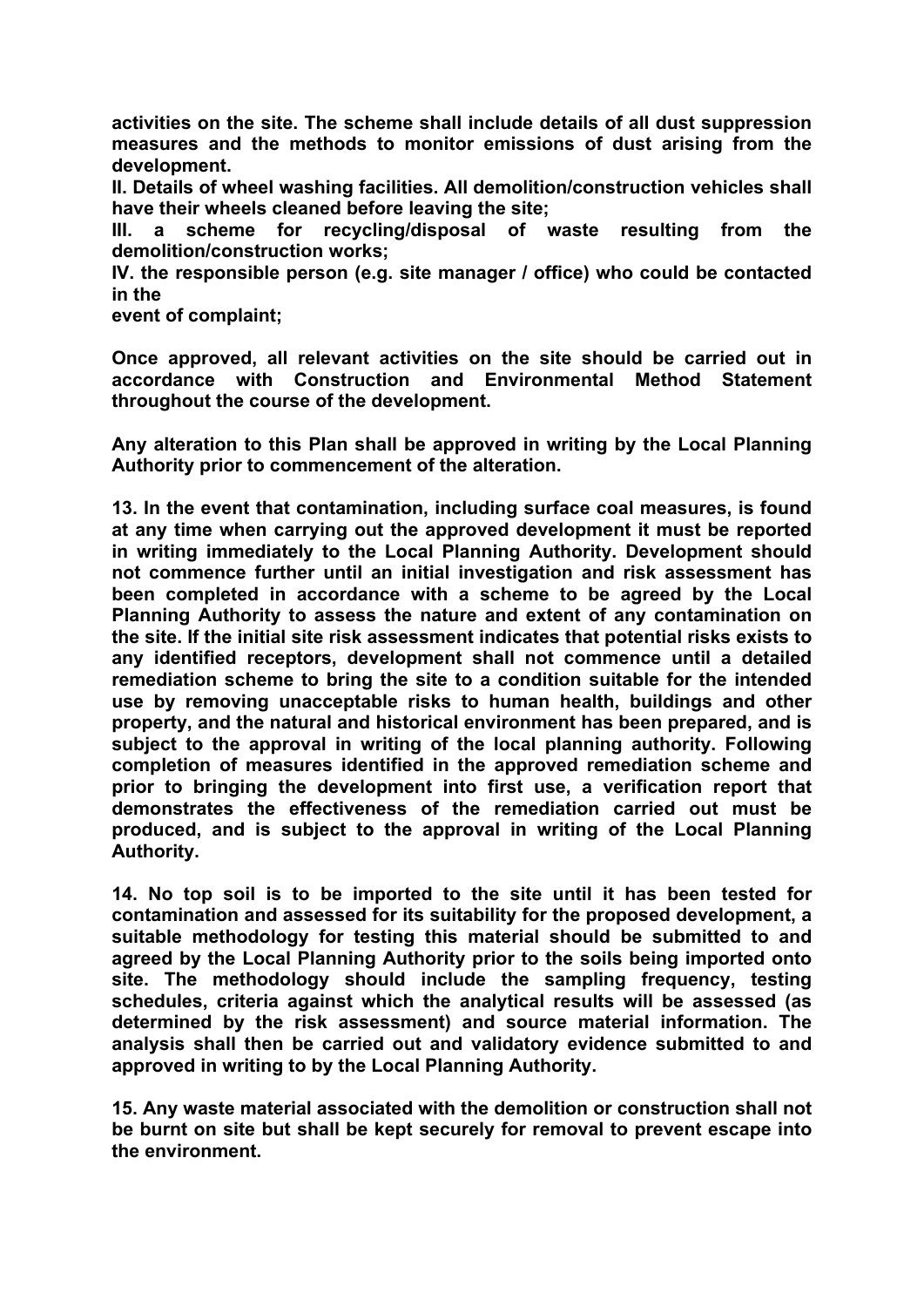**activities on the site. The scheme shall include details of all dust suppression measures and the methods to monitor emissions of dust arising from the development.**

**II. Details of wheel washing facilities. All demolition/construction vehicles shall have their wheels cleaned before leaving the site;**

**III. a scheme for recycling/disposal of waste resulting from the demolition/construction works;**

**IV. the responsible person (e.g. site manager / office) who could be contacted in the event of complaint;**

**Once approved, all relevant activities on the site should be carried out in accordance with Construction and Environmental Method Statement throughout the course of the development.**

**Any alteration to this Plan shall be approved in writing by the Local Planning Authority prior to commencement of the alteration.**

**13. In the event that contamination, including surface coal measures, is found at any time when carrying out the approved development it must be reported in writing immediately to the Local Planning Authority. Development should not commence further until an initial investigation and risk assessment has been completed in accordance with a scheme to be agreed by the Local Planning Authority to assess the nature and extent of any contamination on the site. If the initial site risk assessment indicates that potential risks exists to any identified receptors, development shall not commence until a detailed remediation scheme to bring the site to a condition suitable for the intended use by removing unacceptable risks to human health, buildings and other property, and the natural and historical environment has been prepared, and is subject to the approval in writing of the local planning authority. Following completion of measures identified in the approved remediation scheme and prior to bringing the development into first use, a verification report that demonstrates the effectiveness of the remediation carried out must be produced, and is subject to the approval in writing of the Local Planning Authority.**

**14. No top soil is to be imported to the site until it has been tested for contamination and assessed for its suitability for the proposed development, a suitable methodology for testing this material should be submitted to and agreed by the Local Planning Authority prior to the soils being imported onto site. The methodology should include the sampling frequency, testing schedules, criteria against which the analytical results will be assessed (as determined by the risk assessment) and source material information. The analysis shall then be carried out and validatory evidence submitted to and approved in writing to by the Local Planning Authority.**

**15. Any waste material associated with the demolition or construction shall not be burnt on site but shall be kept securely for removal to prevent escape into the environment.**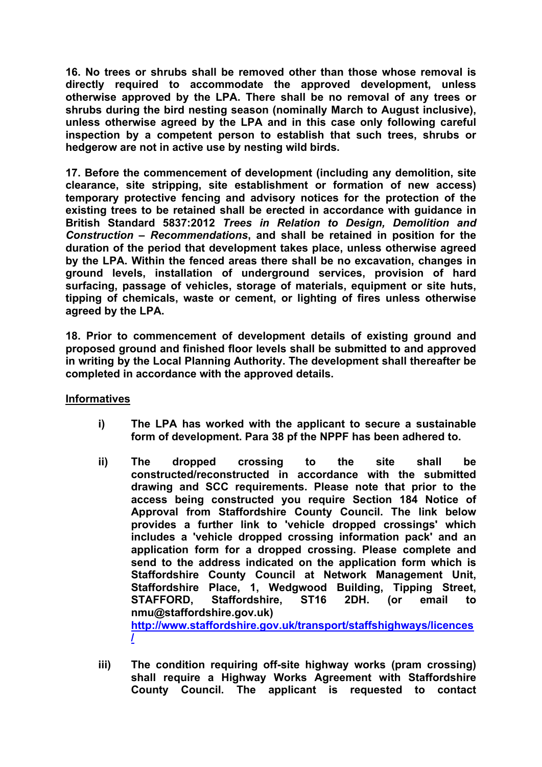**16. No trees or shrubs shall be removed other than those whose removal is directly required to accommodate the approved development, unless otherwise approved by the LPA. There shall be no removal of any trees or shrubs during the bird nesting season (nominally March to August inclusive), unless otherwise agreed by the LPA and in this case only following careful inspection by a competent person to establish that such trees, shrubs or hedgerow are not in active use by nesting wild birds.**

**17. Before the commencement of development (including any demolition, site clearance, site stripping, site establishment or formation of new access) temporary protective fencing and advisory notices for the protection of the existing trees to be retained shall be erected in accordance with guidance in British Standard 5837:2012 *Trees in Relation to Design, Demolition and Construction – Recommendations*, and shall be retained in position for the duration of the period that development takes place, unless otherwise agreed by the LPA. Within the fenced areas there shall be no excavation, changes in ground levels, installation of underground services, provision of hard surfacing, passage of vehicles, storage of materials, equipment or site huts, tipping of chemicals, waste or cement, or lighting of fires unless otherwise agreed by the LPA.**

**18. Prior to commencement of development details of existing ground and proposed ground and finished floor levels shall be submitted to and approved in writing by the Local Planning Authority. The development shall thereafter be completed in accordance with the approved details.**

**<u>Informatives</u>**

- **i) The LPA has worked with the applicant to secure a sustainable form of development. Para 38 pf the NPPF has been adhered to.**

- **ii) The dropped crossing to the site shall be constructed/reconstructed in accordance with the submitted drawing and SCC requirements. Please note that prior to the access being constructed you require Section 184 Notice of Approval from Staffordshire County Council. The link below provides a further link to 'vehicle dropped crossings' which includes a 'vehicle dropped crossing information pack' and an application form for a dropped crossing. Please complete and send to the address indicated on the application form which is Staffordshire County Council at Network Management Unit, Staffordshire Place, 1, Wedgwood Building, Tipping Street, STAFFORD, Staffordshire, ST16 2DH. (or email to nmu@staffordshire.gov.uk)**
  **http://www.staffordshire.gov.uk/transport/staffshighways/licences/**

- **iii) The condition requiring off-site highway works (pram crossing) shall require a Highway Works Agreement with Staffordshire County Council. The applicant is requested to contact**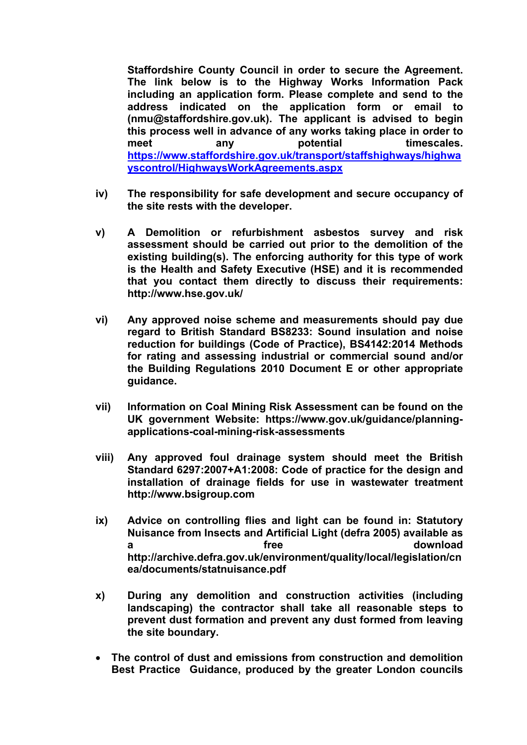**Staffordshire County Council in order to secure the Agreement. The link below is to the Highway Works Information Pack including an application form. Please complete and send to the address indicated on the application form or email to (nmu@staffordshire.gov.uk). The applicant is advised to begin this process well in advance of any works taking place in order to meet any potential timescales. [https://www.staffordshire.gov.uk/transport/staffshighways/highwayscontrol/HighwaysWorkAgreements.aspx](https://www.staffordshire.gov.uk/transport/staffshighways/highwayscontrol/HighwaysWorkAgreements.aspx)**

**iv) The responsibility for safe development and secure occupancy of the site rests with the developer.**

**v) A Demolition or refurbishment asbestos survey and risk assessment should be carried out prior to the demolition of the existing building(s). The enforcing authority for this type of work is the Health and Safety Executive (HSE) and it is recommended that you contact them directly to discuss their requirements: http://www.hse.gov.uk/**

**vi) Any approved noise scheme and measurements should pay due regard to British Standard BS8233: Sound insulation and noise reduction for buildings (Code of Practice), BS4142:2014 Methods for rating and assessing industrial or commercial sound and/or the Building Regulations 2010 Document E or other appropriate guidance.**

**vii) Information on Coal Mining Risk Assessment can be found on the UK government Website: https://www.gov.uk/guidance/planning-applications-coal-mining-risk-assessments**

**viii) Any approved foul drainage system should meet the British Standard 6297:2007+A1:2008: Code of practice for the design and installation of drainage fields for use in wastewater treatment http://www.bsigroup.com**

**ix) Advice on controlling flies and light can be found in: Statutory Nuisance from Insects and Artificial Light (defra 2005) available as a free download http://archive.defra.gov.uk/environment/quality/local/legislation/cnea/documents/statnuisance.pdf**

**x) During any demolition and construction activities (including landscaping) the contractor shall take all reasonable steps to prevent dust formation and prevent any dust formed from leaving the site boundary.**

- **The control of dust and emissions from construction and demolition Best Practice Guidance, produced by the greater London councils**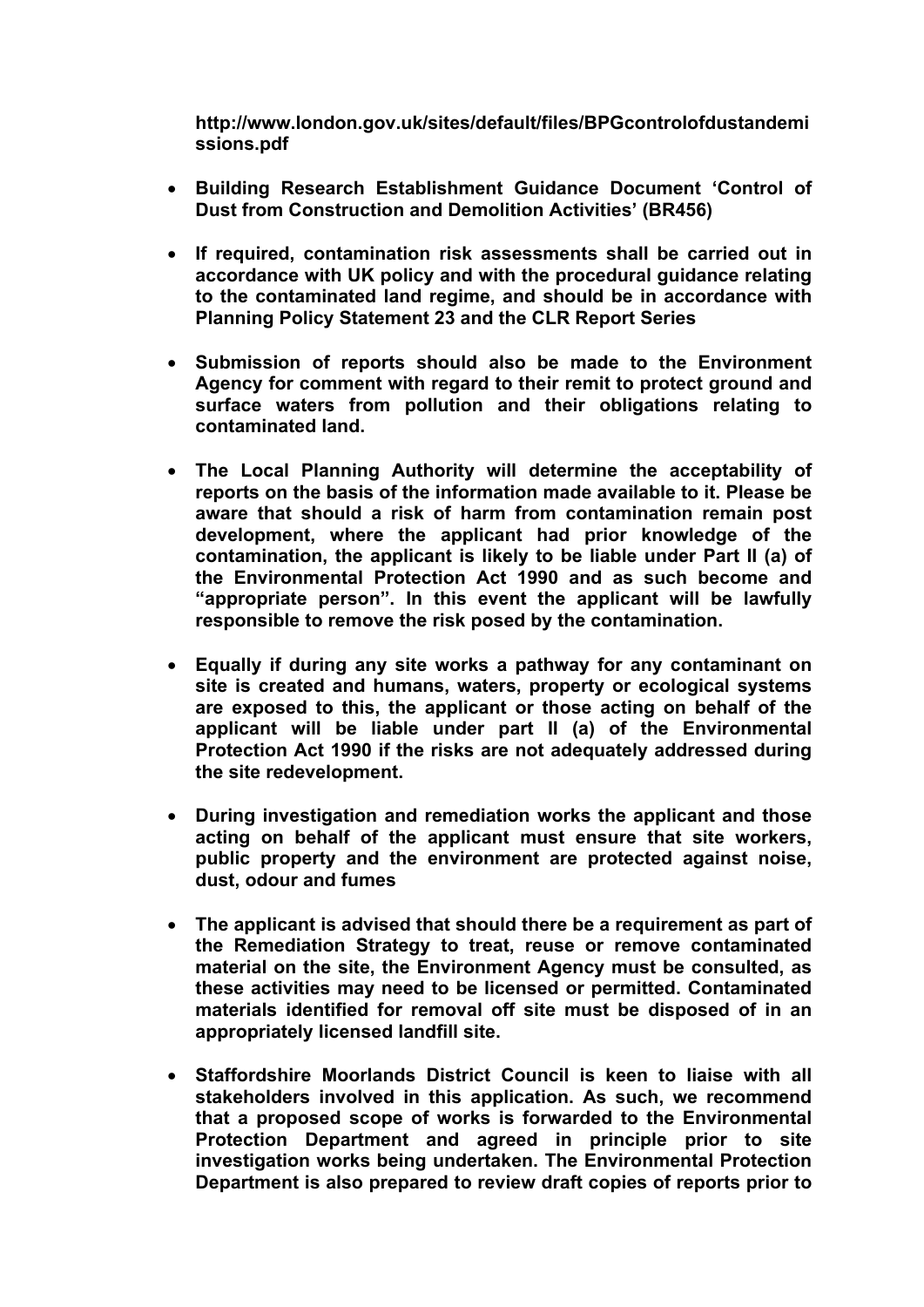**http://www.london.gov.uk/sites/default/files/BPGcontrolofdustandemissions.pdf**

- **Building Research Establishment Guidance Document 'Control of Dust from Construction and Demolition Activities' (BR456)**
- **If required, contamination risk assessments shall be carried out in accordance with UK policy and with the procedural guidance relating to the contaminated land regime, and should be in accordance with Planning Policy Statement 23 and the CLR Report Series**
- **Submission of reports should also be made to the Environment Agency for comment with regard to their remit to protect ground and surface waters from pollution and their obligations relating to contaminated land.**
- **The Local Planning Authority will determine the acceptability of reports on the basis of the information made available to it. Please be aware that should a risk of harm from contamination remain post development, where the applicant had prior knowledge of the contamination, the applicant is likely to be liable under Part II (a) of the Environmental Protection Act 1990 and as such become and "appropriate person". In this event the applicant will be lawfully responsible to remove the risk posed by the contamination.**
- **Equally if during any site works a pathway for any contaminant on site is created and humans, waters, property or ecological systems are exposed to this, the applicant or those acting on behalf of the applicant will be liable under part II (a) of the Environmental Protection Act 1990 if the risks are not adequately addressed during the site redevelopment.**
- **During investigation and remediation works the applicant and those acting on behalf of the applicant must ensure that site workers, public property and the environment are protected against noise, dust, odour and fumes**
- **The applicant is advised that should there be a requirement as part of the Remediation Strategy to treat, reuse or remove contaminated material on the site, the Environment Agency must be consulted, as these activities may need to be licensed or permitted. Contaminated materials identified for removal off site must be disposed of in an appropriately licensed landfill site.**
- **Staffordshire Moorlands District Council is keen to liaise with all stakeholders involved in this application. As such, we recommend that a proposed scope of works is forwarded to the Environmental Protection Department and agreed in principle prior to site investigation works being undertaken. The Environmental Protection Department is also prepared to review draft copies of reports prior to**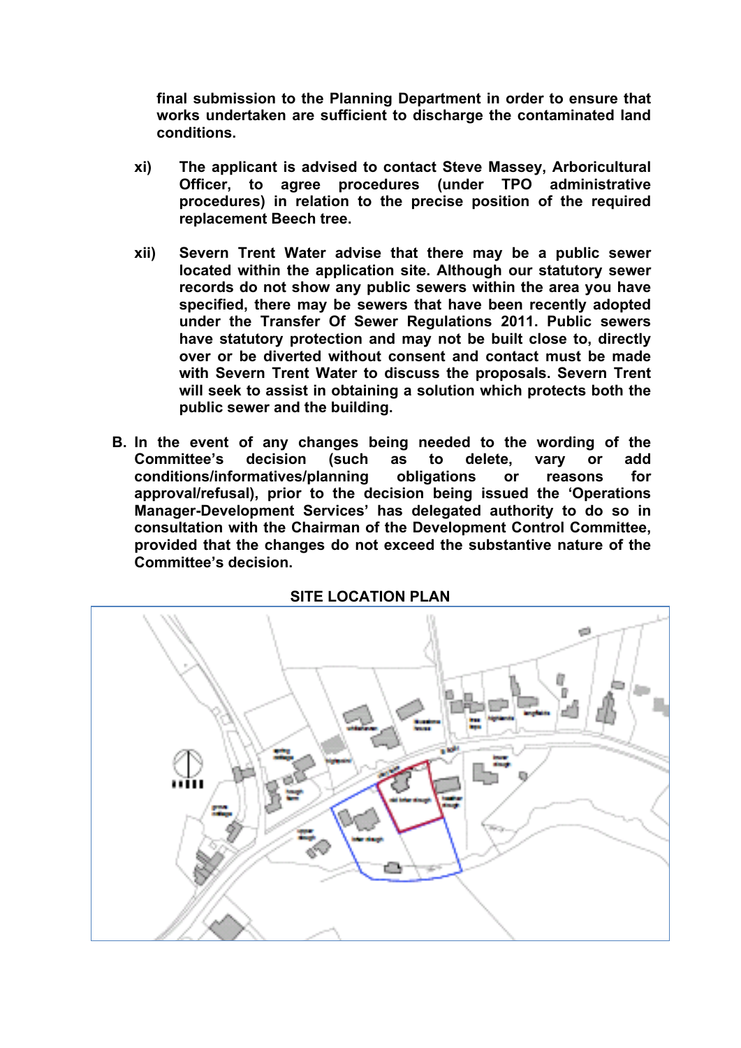**final submission to the Planning Department in order to ensure that works undertaken are sufficient to discharge the contaminated land conditions.**

**xi) The applicant is advised to contact Steve Massey, Arboricultural Officer, to agree procedures (under TPO administrative procedures) in relation to the precise position of the required replacement Beech tree.**

**xii) Severn Trent Water advise that there may be a public sewer located within the application site. Although our statutory sewer records do not show any public sewers within the area you have specified, there may be sewers that have been recently adopted under the Transfer Of Sewer Regulations 2011. Public sewers have statutory protection and may not be built close to, directly over or be diverted without consent and contact must be made with Severn Trent Water to discuss the proposals. Severn Trent will seek to assist in obtaining a solution which protects both the public sewer and the building.**

**B. In the event of any changes being needed to the wording of the Committee's decision (such as to delete, vary or add conditions/informatives/planning obligations or reasons for approval/refusal), prior to the decision being issued the 'Operations Manager-Development Services' has delegated authority to do so in consultation with the Chairman of the Development Control Committee, provided that the changes do not exceed the substantive nature of the Committee's decision.**

**SITE LOCATION PLAN**